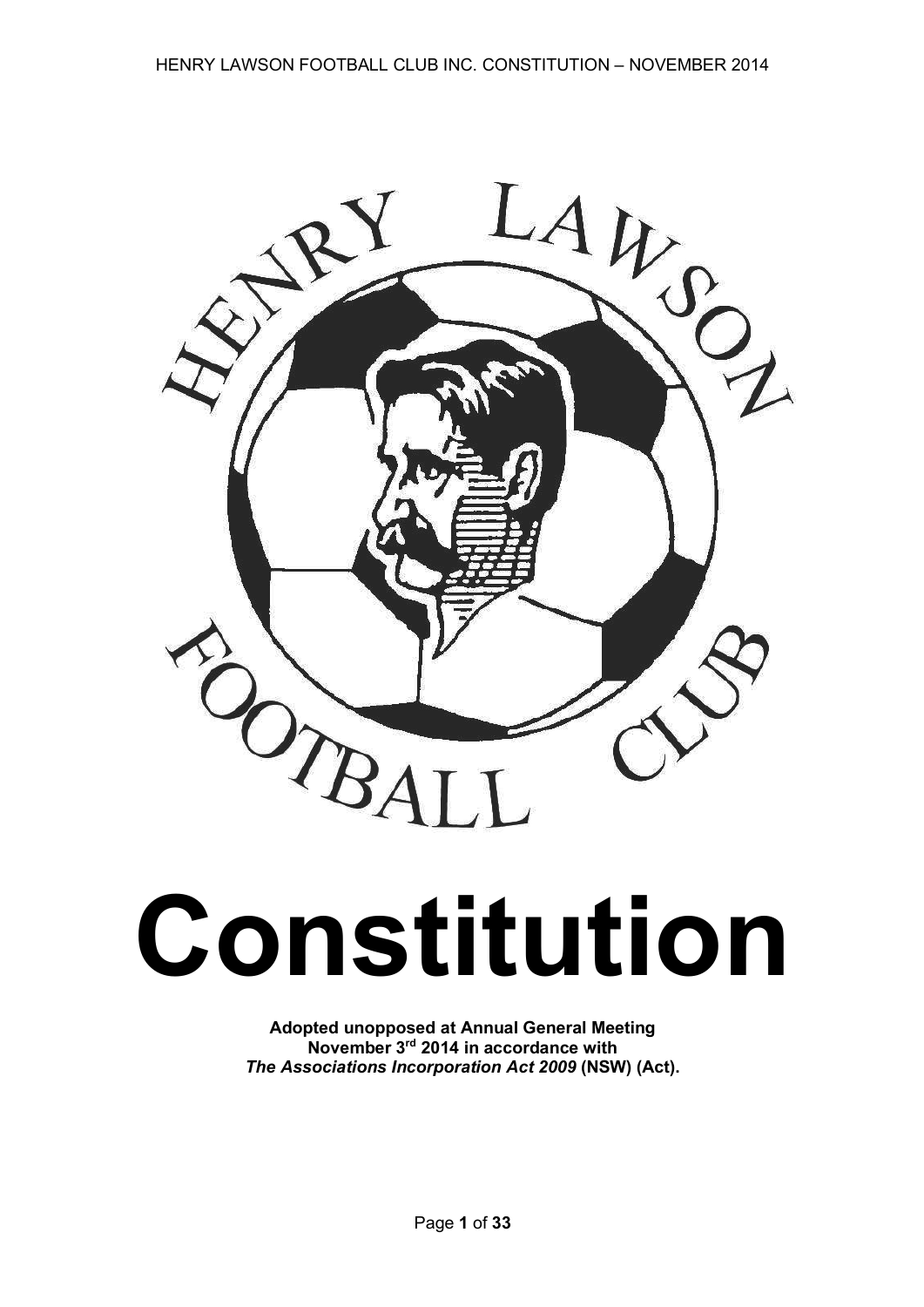# Constitution

**Adopted unopposed at Annual General Meeting**
**November 3rd 2014 in accordance with**
***The Associations Incorporation Act 2009* (NSW) (Act).**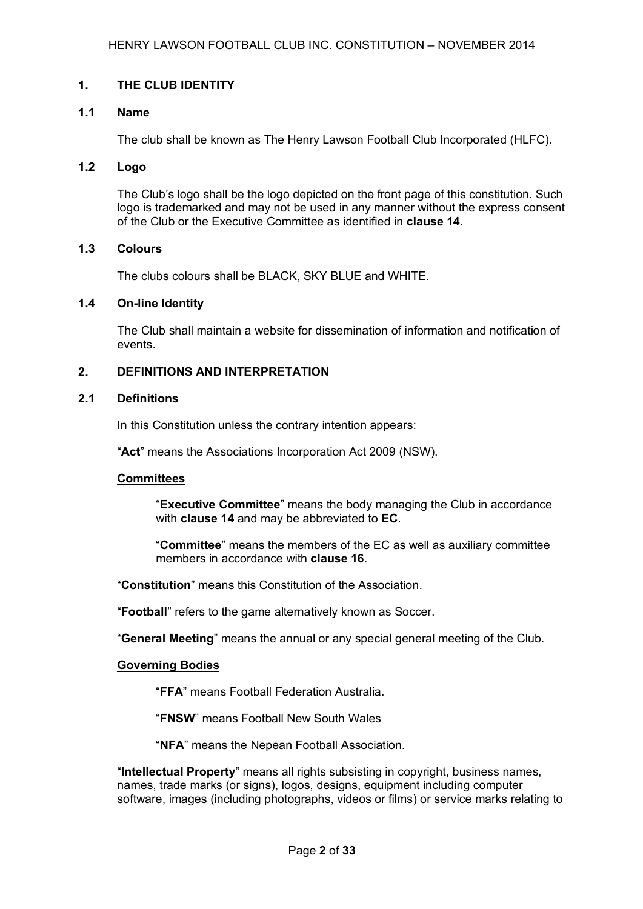## 1. THE CLUB IDENTITY

### 1.1 Name

The club shall be known as The Henry Lawson Football Club Incorporated (HLFC).

### 1.2 Logo

The Club's logo shall be the logo depicted on the front page of this constitution. Such logo is trademarked and may not be used in any manner without the express consent of the Club or the Executive Committee as identified in **clause 14**.

### 1.3 Colours

The clubs colours shall be BLACK, SKY BLUE and WHITE.

### 1.4 On-line Identity

The Club shall maintain a website for dissemination of information and notification of events.

## 2. DEFINITIONS AND INTERPRETATION

### 2.1 Definitions

In this Constitution unless the contrary intention appears:

"**Act**" means the Associations Incorporation Act 2009 (NSW).

**Committees**

"**Executive Committee**" means the body managing the Club in accordance with **clause 14** and may be abbreviated to **EC**.

"**Committee**" means the members of the EC as well as auxiliary committee members in accordance with **clause 16**.

"**Constitution**" means this Constitution of the Association.

"**Football**" refers to the game alternatively known as Soccer.

"**General Meeting**" means the annual or any special general meeting of the Club.

**Governing Bodies**

"**FFA**" means Football Federation Australia.

"**FNSW**" means Football New South Wales

"**NFA**" means the Nepean Football Association.

"**Intellectual Property**" means all rights subsisting in copyright, business names, names, trade marks (or signs), logos, designs, equipment including computer software, images (including photographs, videos or films) or service marks relating to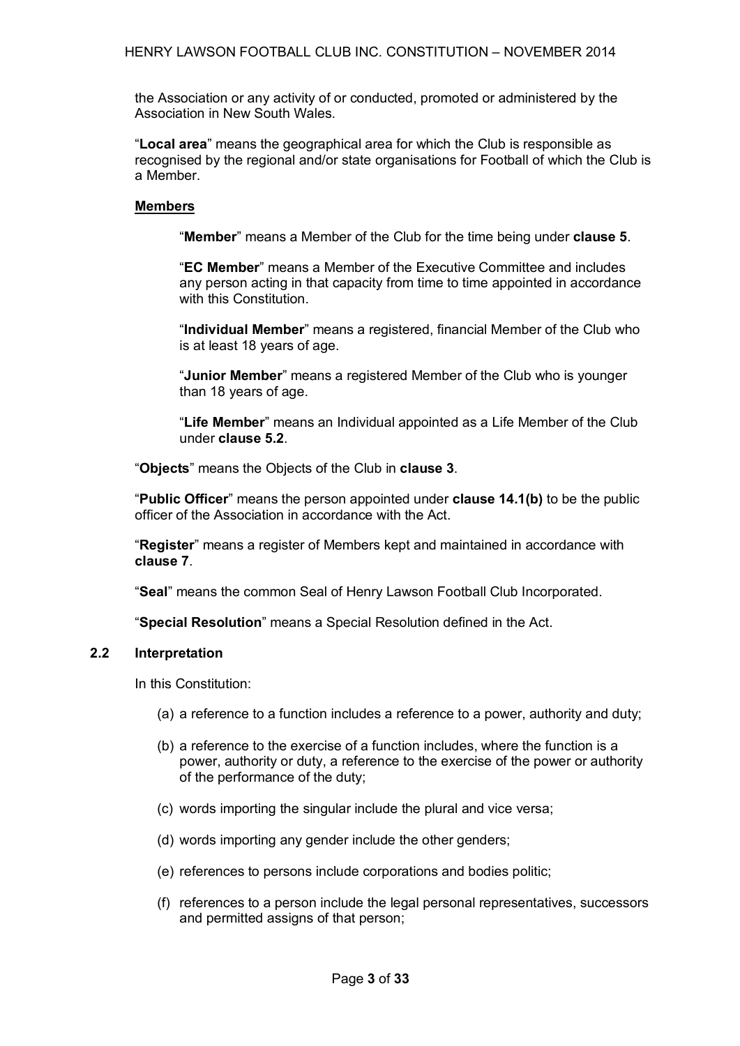the Association or any activity of or conducted, promoted or administered by the Association in New South Wales.

"**Local area**" means the geographical area for which the Club is responsible as recognised by the regional and/or state organisations for Football of which the Club is a Member.

**Members**

"**Member**" means a Member of the Club for the time being under **clause 5**.

"**EC Member**" means a Member of the Executive Committee and includes any person acting in that capacity from time to time appointed in accordance with this Constitution.

"**Individual Member**" means a registered, financial Member of the Club who is at least 18 years of age.

"**Junior Member**" means a registered Member of the Club who is younger than 18 years of age.

"**Life Member**" means an Individual appointed as a Life Member of the Club under **clause 5.2**.

"**Objects**" means the Objects of the Club in **clause 3**.

"**Public Officer**" means the person appointed under **clause 14.1(b)** to be the public officer of the Association in accordance with the Act.

"**Register**" means a register of Members kept and maintained in accordance with **clause 7**.

"**Seal**" means the common Seal of Henry Lawson Football Club Incorporated.

"**Special Resolution**" means a Special Resolution defined in the Act.

### 2.2 Interpretation

In this Constitution:

(a) a reference to a function includes a reference to a power, authority and duty;

(b) a reference to the exercise of a function includes, where the function is a power, authority or duty, a reference to the exercise of the power or authority of the performance of the duty;

(c) words importing the singular include the plural and vice versa;

(d) words importing any gender include the other genders;

(e) references to persons include corporations and bodies politic;

(f) references to a person include the legal personal representatives, successors and permitted assigns of that person;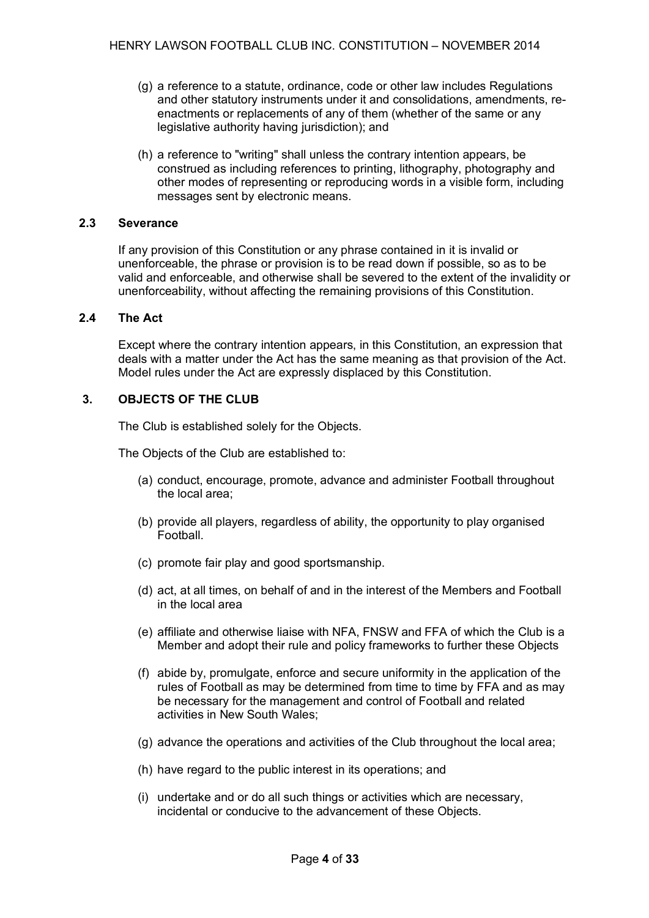(g) a reference to a statute, ordinance, code or other law includes Regulations and other statutory instruments under it and consolidations, amendments, re-enactments or replacements of any of them (whether of the same or any legislative authority having jurisdiction); and

(h) a reference to "writing" shall unless the contrary intention appears, be construed as including references to printing, lithography, photography and other modes of representing or reproducing words in a visible form, including messages sent by electronic means.

### 2.3 Severance

If any provision of this Constitution or any phrase contained in it is invalid or unenforceable, the phrase or provision is to be read down if possible, so as to be valid and enforceable, and otherwise shall be severed to the extent of the invalidity or unenforceability, without affecting the remaining provisions of this Constitution.

### 2.4 The Act

Except where the contrary intention appears, in this Constitution, an expression that deals with a matter under the Act has the same meaning as that provision of the Act. Model rules under the Act are expressly displaced by this Constitution.

## 3. OBJECTS OF THE CLUB

The Club is established solely for the Objects.

The Objects of the Club are established to:

(a) conduct, encourage, promote, advance and administer Football throughout the local area;

(b) provide all players, regardless of ability, the opportunity to play organised Football.

(c) promote fair play and good sportsmanship.

(d) act, at all times, on behalf of and in the interest of the Members and Football in the local area

(e) affiliate and otherwise liaise with NFA, FNSW and FFA of which the Club is a Member and adopt their rule and policy frameworks to further these Objects

(f) abide by, promulgate, enforce and secure uniformity in the application of the rules of Football as may be determined from time to time by FFA and as may be necessary for the management and control of Football and related activities in New South Wales;

(g) advance the operations and activities of the Club throughout the local area;

(h) have regard to the public interest in its operations; and

(i) undertake and or do all such things or activities which are necessary, incidental or conducive to the advancement of these Objects.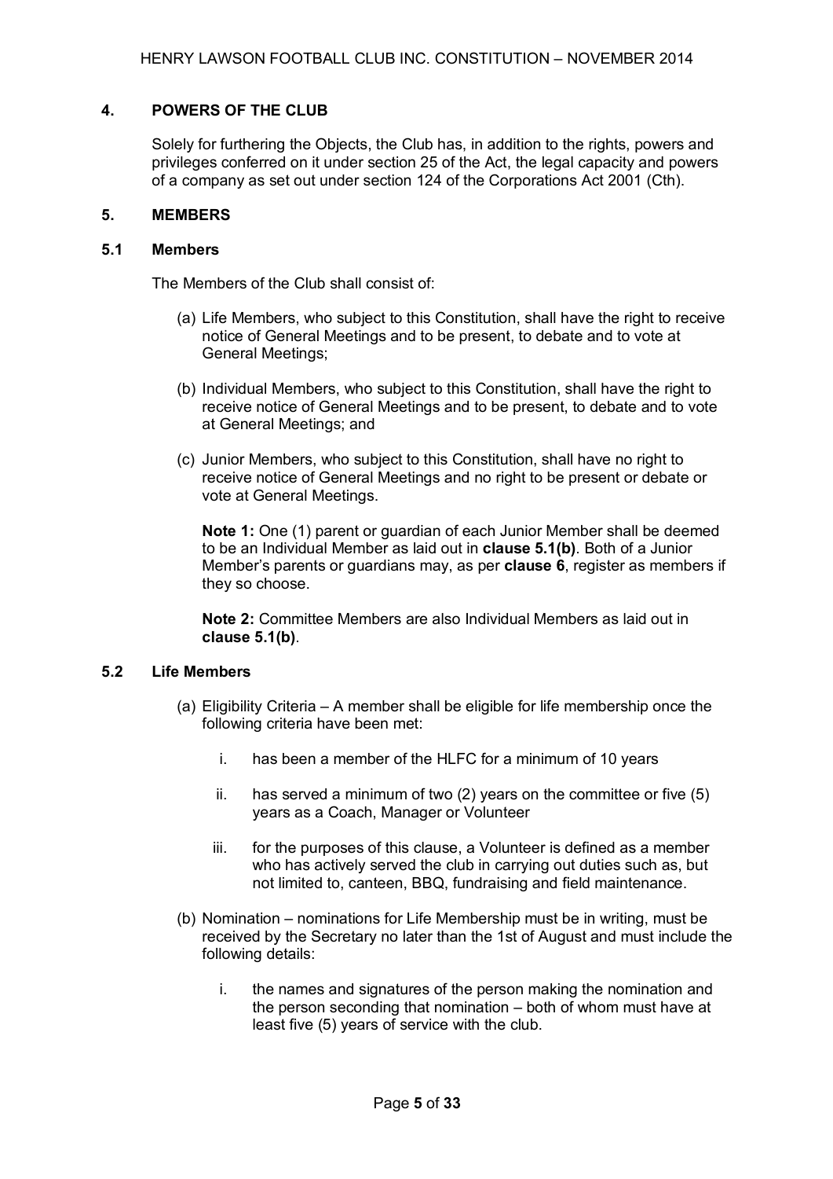## 4. POWERS OF THE CLUB

Solely for furthering the Objects, the Club has, in addition to the rights, powers and privileges conferred on it under section 25 of the Act, the legal capacity and powers of a company as set out under section 124 of the Corporations Act 2001 (Cth).

## 5. MEMBERS

### 5.1 Members

The Members of the Club shall consist of:

(a) Life Members, who subject to this Constitution, shall have the right to receive notice of General Meetings and to be present, to debate and to vote at General Meetings;

(b) Individual Members, who subject to this Constitution, shall have the right to receive notice of General Meetings and to be present, to debate and to vote at General Meetings; and

(c) Junior Members, who subject to this Constitution, shall have no right to receive notice of General Meetings and no right to be present or debate or vote at General Meetings.

**Note 1:** One (1) parent or guardian of each Junior Member shall be deemed to be an Individual Member as laid out in **clause 5.1(b)**. Both of a Junior Member's parents or guardians may, as per **clause 6**, register as members if they so choose.

**Note 2:** Committee Members are also Individual Members as laid out in **clause 5.1(b)**.

### 5.2 Life Members

(a) Eligibility Criteria – A member shall be eligible for life membership once the following criteria have been met:

  i. has been a member of the HLFC for a minimum of 10 years

  ii. has served a minimum of two (2) years on the committee or five (5) years as a Coach, Manager or Volunteer

  iii. for the purposes of this clause, a Volunteer is defined as a member who has actively served the club in carrying out duties such as, but not limited to, canteen, BBQ, fundraising and field maintenance.

(b) Nomination – nominations for Life Membership must be in writing, must be received by the Secretary no later than the 1st of August and must include the following details:

  i. the names and signatures of the person making the nomination and the person seconding that nomination – both of whom must have at least five (5) years of service with the club.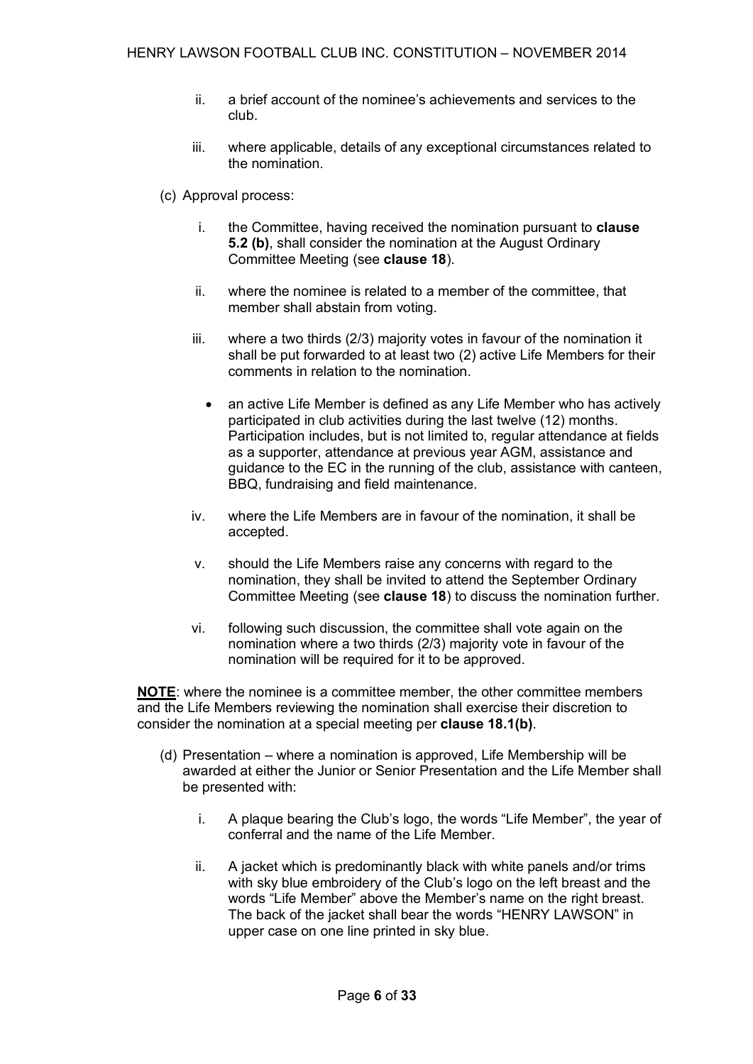ii. a brief account of the nominee's achievements and services to the club.

iii. where applicable, details of any exceptional circumstances related to the nomination.

(c) Approval process:

i. the Committee, having received the nomination pursuant to **clause 5.2 (b)**, shall consider the nomination at the August Ordinary Committee Meeting (see **clause 18**).

ii. where the nominee is related to a member of the committee, that member shall abstain from voting.

iii. where a two thirds (2/3) majority votes in favour of the nomination it shall be put forwarded to at least two (2) active Life Members for their comments in relation to the nomination.

- an active Life Member is defined as any Life Member who has actively participated in club activities during the last twelve (12) months. Participation includes, but is not limited to, regular attendance at fields as a supporter, attendance at previous year AGM, assistance and guidance to the EC in the running of the club, assistance with canteen, BBQ, fundraising and field maintenance.

iv. where the Life Members are in favour of the nomination, it shall be accepted.

v. should the Life Members raise any concerns with regard to the nomination, they shall be invited to attend the September Ordinary Committee Meeting (see **clause 18**) to discuss the nomination further.

vi. following such discussion, the committee shall vote again on the nomination where a two thirds (2/3) majority vote in favour of the nomination will be required for it to be approved.

**NOTE**: where the nominee is a committee member, the other committee members and the Life Members reviewing the nomination shall exercise their discretion to consider the nomination at a special meeting per **clause 18.1(b)**.

(d) Presentation – where a nomination is approved, Life Membership will be awarded at either the Junior or Senior Presentation and the Life Member shall be presented with:

i. A plaque bearing the Club's logo, the words "Life Member", the year of conferral and the name of the Life Member.

ii. A jacket which is predominantly black with white panels and/or trims with sky blue embroidery of the Club's logo on the left breast and the words "Life Member" above the Member's name on the right breast. The back of the jacket shall bear the words "HENRY LAWSON" in upper case on one line printed in sky blue.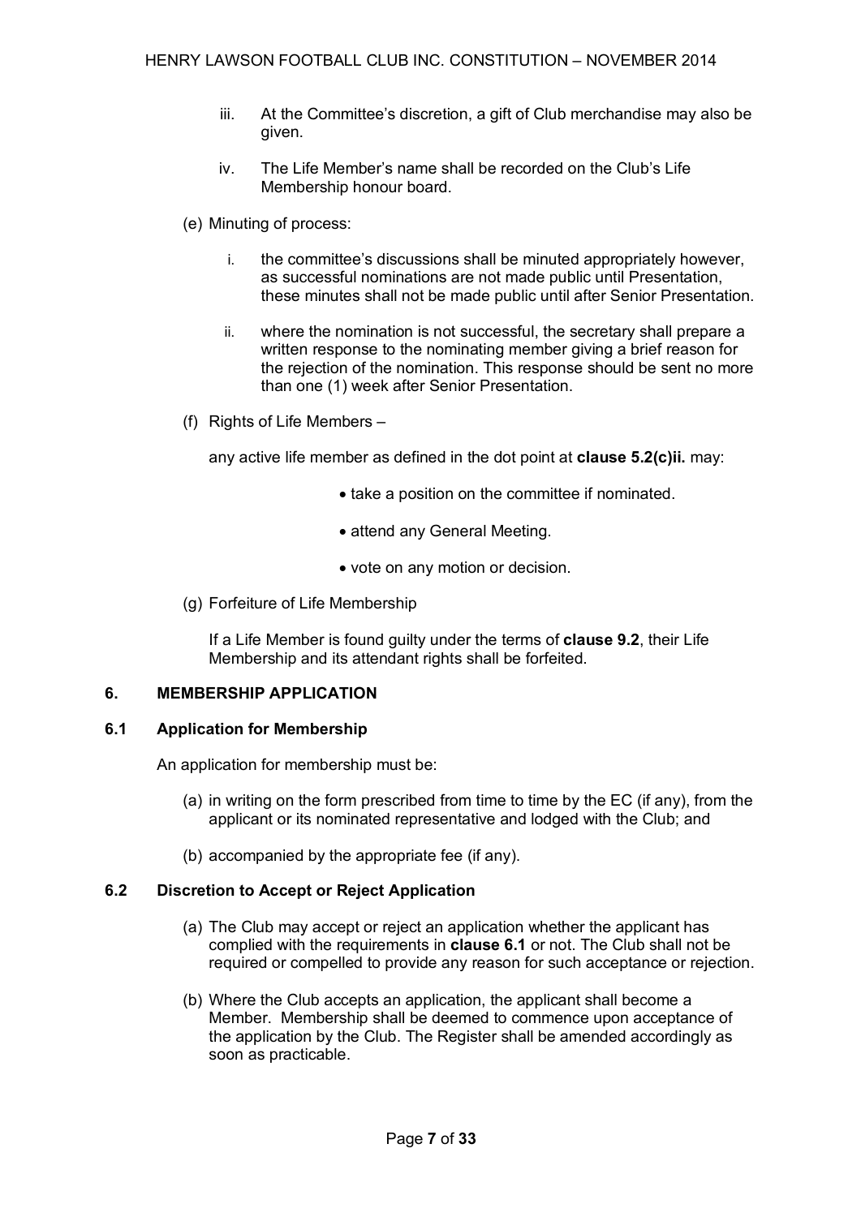iii. At the Committee's discretion, a gift of Club merchandise may also be given.

iv. The Life Member's name shall be recorded on the Club's Life Membership honour board.

(e) Minuting of process:

i. the committee's discussions shall be minuted appropriately however, as successful nominations are not made public until Presentation, these minutes shall not be made public until after Senior Presentation.

ii. where the nomination is not successful, the secretary shall prepare a written response to the nominating member giving a brief reason for the rejection of the nomination. This response should be sent no more than one (1) week after Senior Presentation.

(f) Rights of Life Members –

any active life member as defined in the dot point at **clause 5.2(c)ii.** may:

- take a position on the committee if nominated.
- attend any General Meeting.
- vote on any motion or decision.

(g) Forfeiture of Life Membership

If a Life Member is found guilty under the terms of **clause 9.2**, their Life Membership and its attendant rights shall be forfeited.

## 6. MEMBERSHIP APPLICATION

### 6.1 Application for Membership

An application for membership must be:

(a) in writing on the form prescribed from time to time by the EC (if any), from the applicant or its nominated representative and lodged with the Club; and

(b) accompanied by the appropriate fee (if any).

### 6.2 Discretion to Accept or Reject Application

(a) The Club may accept or reject an application whether the applicant has complied with the requirements in **clause 6.1** or not. The Club shall not be required or compelled to provide any reason for such acceptance or rejection.

(b) Where the Club accepts an application, the applicant shall become a Member. Membership shall be deemed to commence upon acceptance of the application by the Club. The Register shall be amended accordingly as soon as practicable.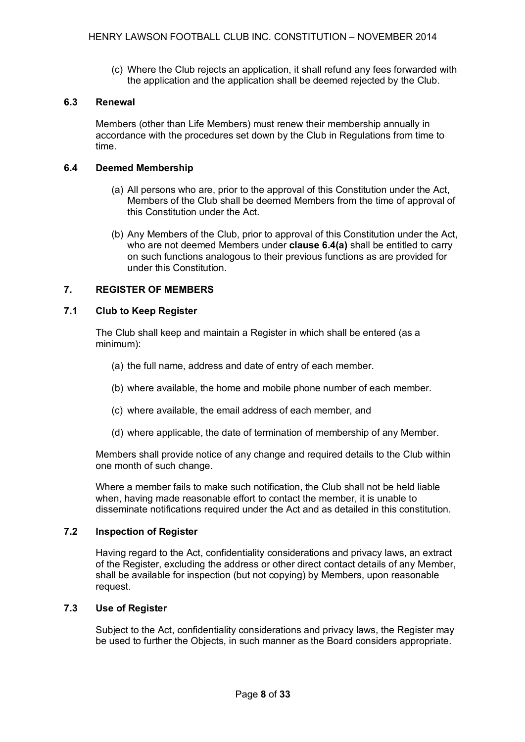(c) Where the Club rejects an application, it shall refund any fees forwarded with the application and the application shall be deemed rejected by the Club.

### 6.3 Renewal

Members (other than Life Members) must renew their membership annually in accordance with the procedures set down by the Club in Regulations from time to time.

### 6.4 Deemed Membership

(a) All persons who are, prior to the approval of this Constitution under the Act, Members of the Club shall be deemed Members from the time of approval of this Constitution under the Act.

(b) Any Members of the Club, prior to approval of this Constitution under the Act, who are not deemed Members under **clause 6.4(a)** shall be entitled to carry on such functions analogous to their previous functions as are provided for under this Constitution.

## 7. REGISTER OF MEMBERS

### 7.1 Club to Keep Register

The Club shall keep and maintain a Register in which shall be entered (as a minimum):

(a) the full name, address and date of entry of each member.

(b) where available, the home and mobile phone number of each member.

(c) where available, the email address of each member, and

(d) where applicable, the date of termination of membership of any Member.

Members shall provide notice of any change and required details to the Club within one month of such change.

Where a member fails to make such notification, the Club shall not be held liable when, having made reasonable effort to contact the member, it is unable to disseminate notifications required under the Act and as detailed in this constitution.

### 7.2 Inspection of Register

Having regard to the Act, confidentiality considerations and privacy laws, an extract of the Register, excluding the address or other direct contact details of any Member, shall be available for inspection (but not copying) by Members, upon reasonable request.

### 7.3 Use of Register

Subject to the Act, confidentiality considerations and privacy laws, the Register may be used to further the Objects, in such manner as the Board considers appropriate.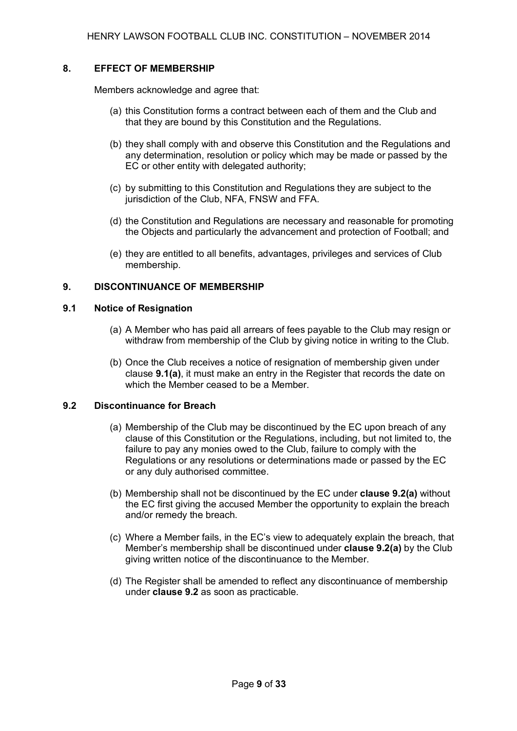## 8. EFFECT OF MEMBERSHIP

Members acknowledge and agree that:

(a) this Constitution forms a contract between each of them and the Club and that they are bound by this Constitution and the Regulations.

(b) they shall comply with and observe this Constitution and the Regulations and any determination, resolution or policy which may be made or passed by the EC or other entity with delegated authority;

(c) by submitting to this Constitution and Regulations they are subject to the jurisdiction of the Club, NFA, FNSW and FFA.

(d) the Constitution and Regulations are necessary and reasonable for promoting the Objects and particularly the advancement and protection of Football; and

(e) they are entitled to all benefits, advantages, privileges and services of Club membership.

## 9. DISCONTINUANCE OF MEMBERSHIP

### 9.1 Notice of Resignation

(a) A Member who has paid all arrears of fees payable to the Club may resign or withdraw from membership of the Club by giving notice in writing to the Club.

(b) Once the Club receives a notice of resignation of membership given under clause **9.1(a)**, it must make an entry in the Register that records the date on which the Member ceased to be a Member.

### 9.2 Discontinuance for Breach

(a) Membership of the Club may be discontinued by the EC upon breach of any clause of this Constitution or the Regulations, including, but not limited to, the failure to pay any monies owed to the Club, failure to comply with the Regulations or any resolutions or determinations made or passed by the EC or any duly authorised committee.

(b) Membership shall not be discontinued by the EC under **clause 9.2(a)** without the EC first giving the accused Member the opportunity to explain the breach and/or remedy the breach.

(c) Where a Member fails, in the EC's view to adequately explain the breach, that Member's membership shall be discontinued under **clause 9.2(a)** by the Club giving written notice of the discontinuance to the Member.

(d) The Register shall be amended to reflect any discontinuance of membership under **clause 9.2** as soon as practicable.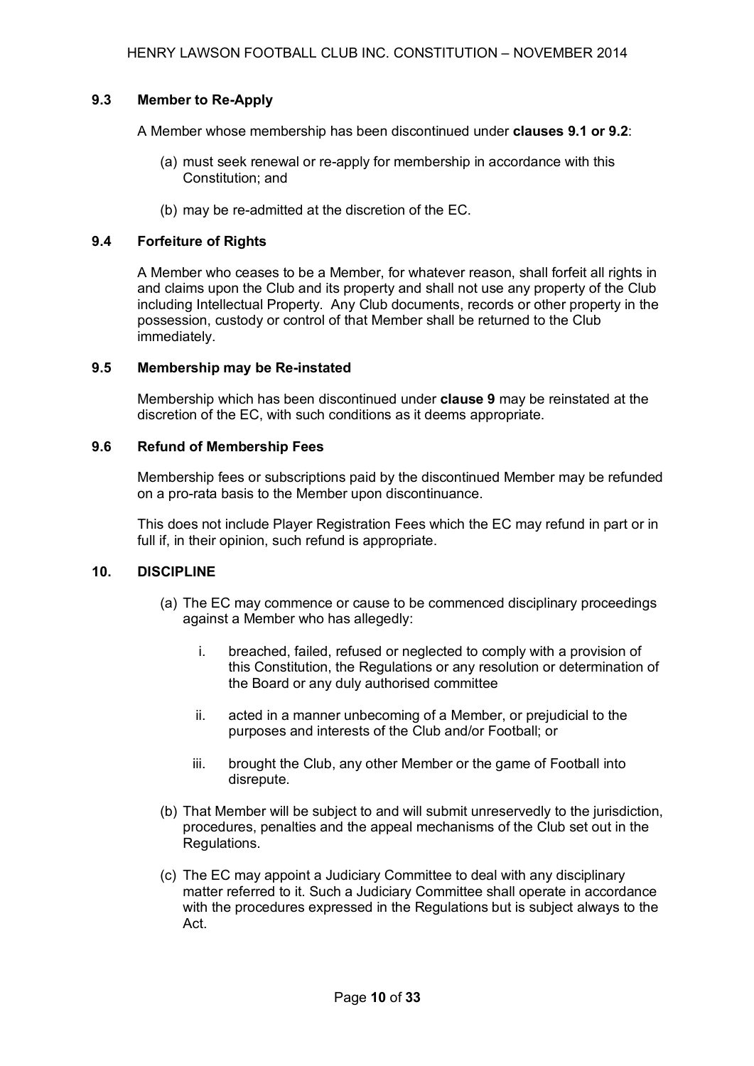### 9.3 Member to Re-Apply

A Member whose membership has been discontinued under **clauses 9.1 or 9.2**:

(a) must seek renewal or re-apply for membership in accordance with this Constitution; and

(b) may be re-admitted at the discretion of the EC.

### 9.4 Forfeiture of Rights

A Member who ceases to be a Member, for whatever reason, shall forfeit all rights in and claims upon the Club and its property and shall not use any property of the Club including Intellectual Property. Any Club documents, records or other property in the possession, custody or control of that Member shall be returned to the Club immediately.

### 9.5 Membership may be Re-instated

Membership which has been discontinued under **clause 9** may be reinstated at the discretion of the EC, with such conditions as it deems appropriate.

### 9.6 Refund of Membership Fees

Membership fees or subscriptions paid by the discontinued Member may be refunded on a pro-rata basis to the Member upon discontinuance.

This does not include Player Registration Fees which the EC may refund in part or in full if, in their opinion, such refund is appropriate.

## 10. DISCIPLINE

(a) The EC may commence or cause to be commenced disciplinary proceedings against a Member who has allegedly:

   i. breached, failed, refused or neglected to comply with a provision of this Constitution, the Regulations or any resolution or determination of the Board or any duly authorised committee

   ii. acted in a manner unbecoming of a Member, or prejudicial to the purposes and interests of the Club and/or Football; or

   iii. brought the Club, any other Member or the game of Football into disrepute.

(b) That Member will be subject to and will submit unreservedly to the jurisdiction, procedures, penalties and the appeal mechanisms of the Club set out in the Regulations.

(c) The EC may appoint a Judiciary Committee to deal with any disciplinary matter referred to it. Such a Judiciary Committee shall operate in accordance with the procedures expressed in the Regulations but is subject always to the Act.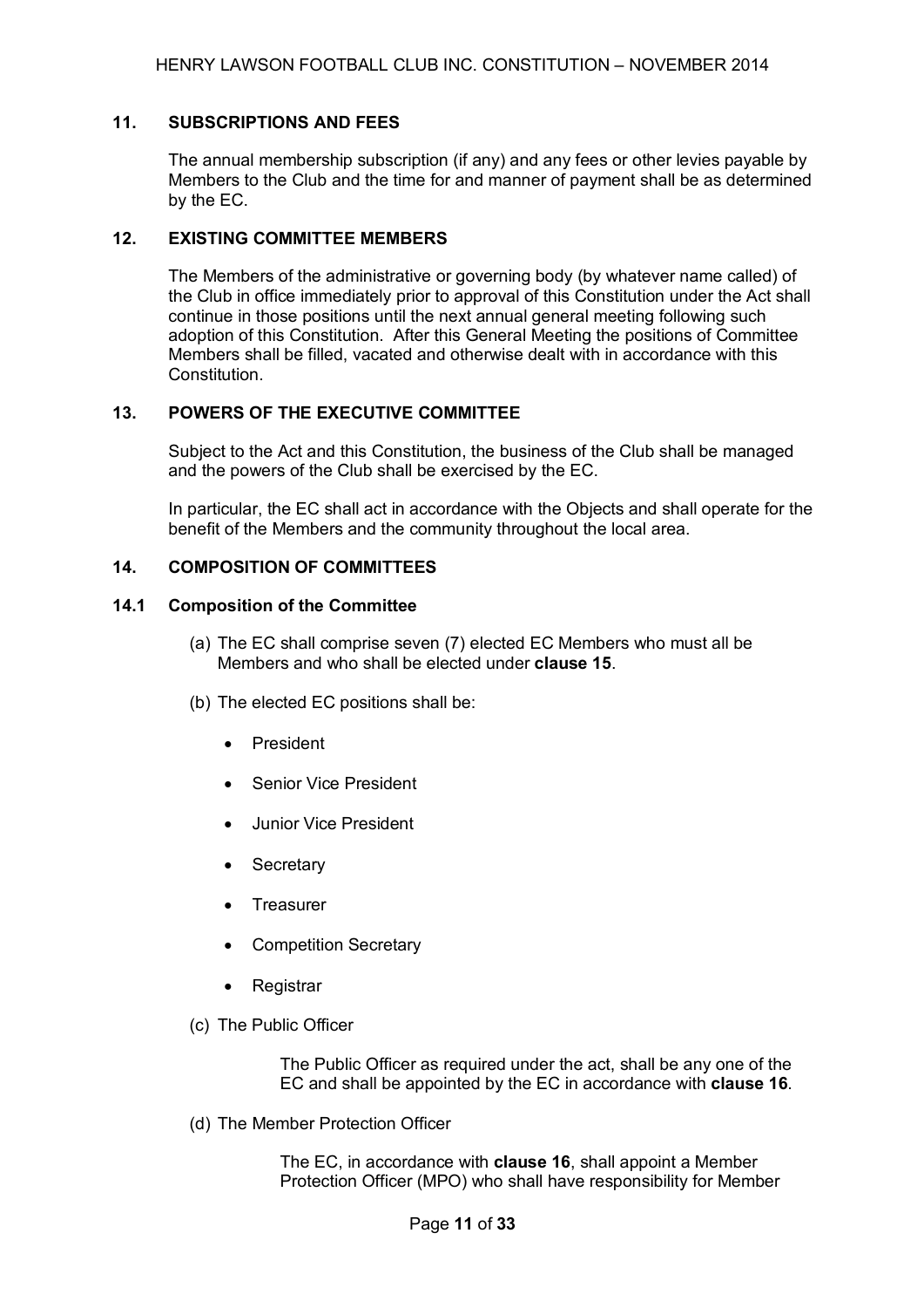## 11. SUBSCRIPTIONS AND FEES

The annual membership subscription (if any) and any fees or other levies payable by Members to the Club and the time for and manner of payment shall be as determined by the EC.

## 12. EXISTING COMMITTEE MEMBERS

The Members of the administrative or governing body (by whatever name called) of the Club in office immediately prior to approval of this Constitution under the Act shall continue in those positions until the next annual general meeting following such adoption of this Constitution. After this General Meeting the positions of Committee Members shall be filled, vacated and otherwise dealt with in accordance with this Constitution.

## 13. POWERS OF THE EXECUTIVE COMMITTEE

Subject to the Act and this Constitution, the business of the Club shall be managed and the powers of the Club shall be exercised by the EC.

In particular, the EC shall act in accordance with the Objects and shall operate for the benefit of the Members and the community throughout the local area.

## 14. COMPOSITION OF COMMITTEES

### 14.1 Composition of the Committee

(a) The EC shall comprise seven (7) elected EC Members who must all be Members and who shall be elected under **clause 15**.

(b) The elected EC positions shall be:

- President
- Senior Vice President
- Junior Vice President
- Secretary
- Treasurer
- Competition Secretary
- Registrar

(c) The Public Officer

The Public Officer as required under the act, shall be any one of the EC and shall be appointed by the EC in accordance with **clause 16**.

(d) The Member Protection Officer

The EC, in accordance with **clause 16**, shall appoint a Member Protection Officer (MPO) who shall have responsibility for Member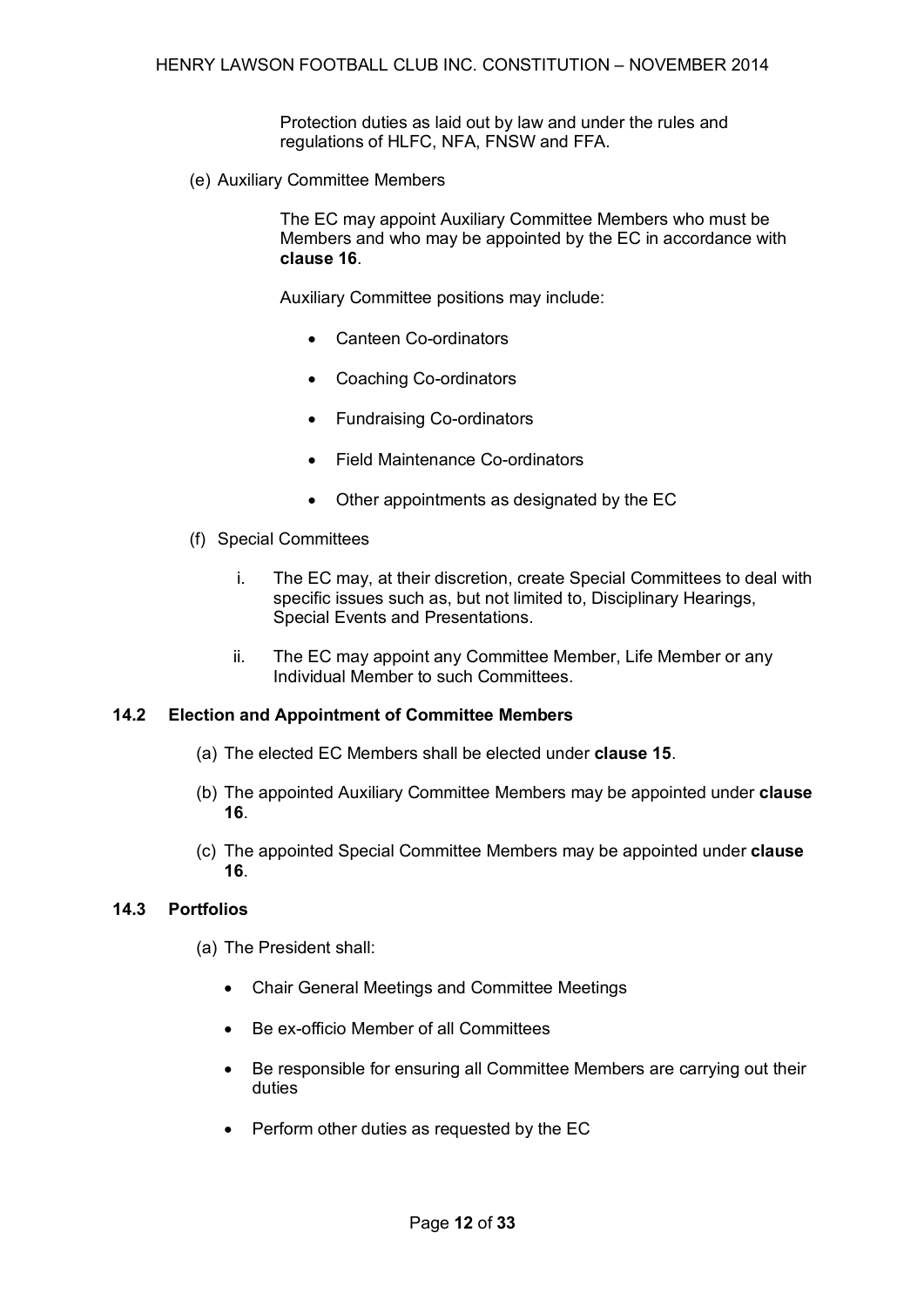Protection duties as laid out by law and under the rules and regulations of HLFC, NFA, FNSW and FFA.

(e) Auxiliary Committee Members

The EC may appoint Auxiliary Committee Members who must be Members and who may be appointed by the EC in accordance with **clause 16**.

Auxiliary Committee positions may include:

- Canteen Co-ordinators
- Coaching Co-ordinators
- Fundraising Co-ordinators
- Field Maintenance Co-ordinators
- Other appointments as designated by the EC

(f) Special Committees

i. The EC may, at their discretion, create Special Committees to deal with specific issues such as, but not limited to, Disciplinary Hearings, Special Events and Presentations.

ii. The EC may appoint any Committee Member, Life Member or any Individual Member to such Committees.

### 14.2 Election and Appointment of Committee Members

(a) The elected EC Members shall be elected under **clause 15**.

(b) The appointed Auxiliary Committee Members may be appointed under **clause 16**.

(c) The appointed Special Committee Members may be appointed under **clause 16**.

### 14.3 Portfolios

(a) The President shall:

- Chair General Meetings and Committee Meetings
- Be ex-officio Member of all Committees
- Be responsible for ensuring all Committee Members are carrying out their duties
- Perform other duties as requested by the EC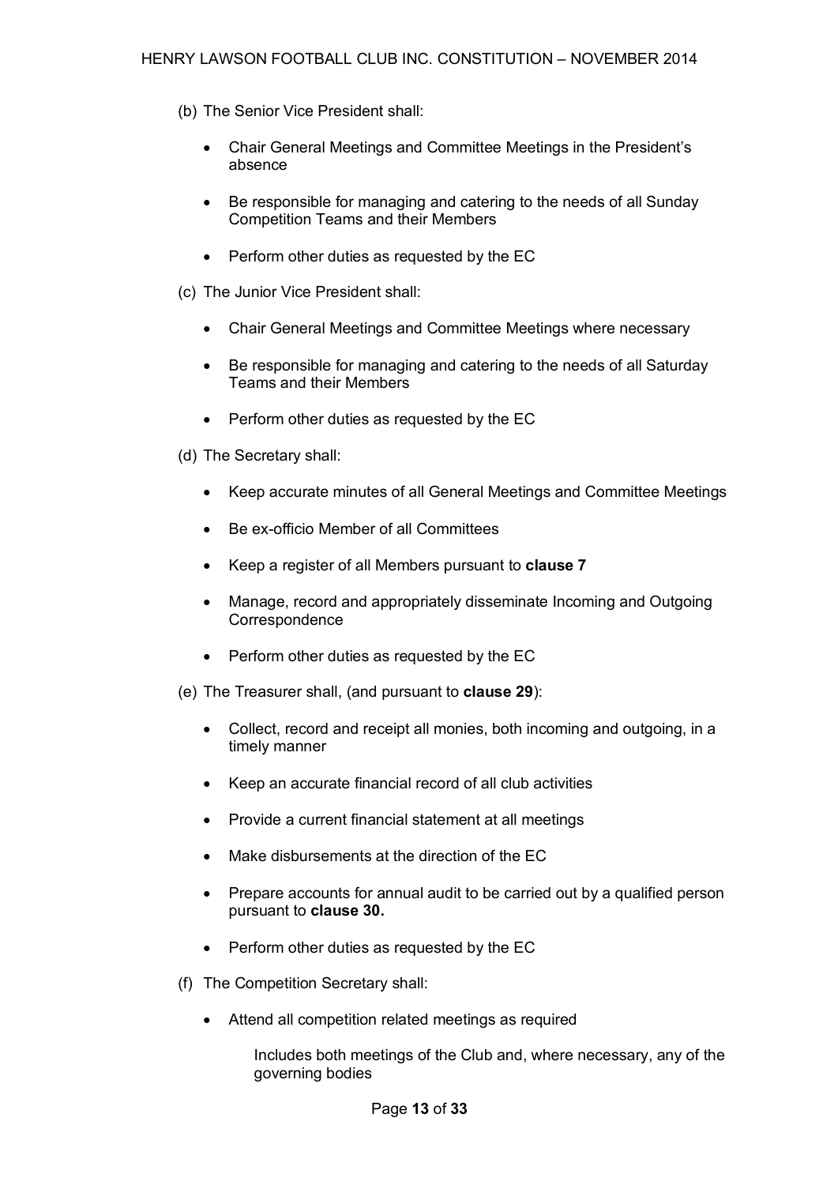(b) The Senior Vice President shall:

- Chair General Meetings and Committee Meetings in the President's absence
- Be responsible for managing and catering to the needs of all Sunday Competition Teams and their Members
- Perform other duties as requested by the EC

(c) The Junior Vice President shall:

- Chair General Meetings and Committee Meetings where necessary
- Be responsible for managing and catering to the needs of all Saturday Teams and their Members
- Perform other duties as requested by the EC

(d) The Secretary shall:

- Keep accurate minutes of all General Meetings and Committee Meetings
- Be ex-officio Member of all Committees
- Keep a register of all Members pursuant to **clause 7**
- Manage, record and appropriately disseminate Incoming and Outgoing Correspondence
- Perform other duties as requested by the EC

(e) The Treasurer shall, (and pursuant to **clause 29**):

- Collect, record and receipt all monies, both incoming and outgoing, in a timely manner
- Keep an accurate financial record of all club activities
- Provide a current financial statement at all meetings
- Make disbursements at the direction of the EC
- Prepare accounts for annual audit to be carried out by a qualified person pursuant to **clause 30.**
- Perform other duties as requested by the EC

(f) The Competition Secretary shall:

- Attend all competition related meetings as required

  Includes both meetings of the Club and, where necessary, any of the governing bodies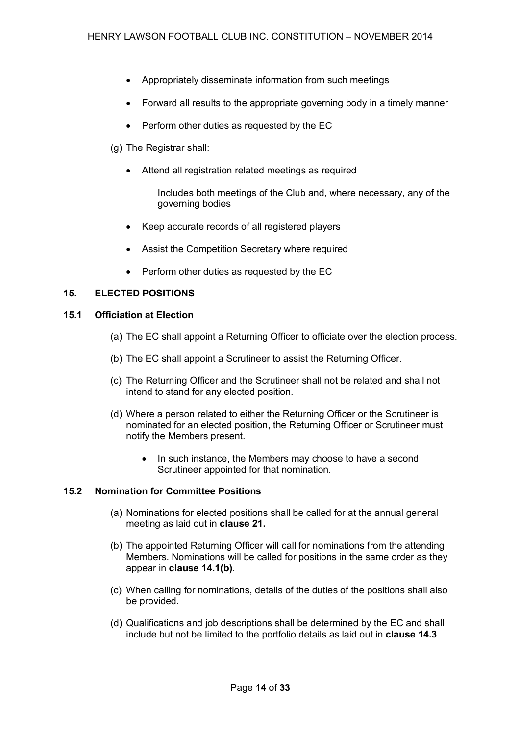- Appropriately disseminate information from such meetings
- Forward all results to the appropriate governing body in a timely manner
- Perform other duties as requested by the EC

(g) The Registrar shall:

- Attend all registration related meetings as required

  Includes both meetings of the Club and, where necessary, any of the governing bodies

- Keep accurate records of all registered players
- Assist the Competition Secretary where required
- Perform other duties as requested by the EC

## 15. ELECTED POSITIONS

### 15.1 Officiation at Election

(a) The EC shall appoint a Returning Officer to officiate over the election process.

(b) The EC shall appoint a Scrutineer to assist the Returning Officer.

(c) The Returning Officer and the Scrutineer shall not be related and shall not intend to stand for any elected position.

(d) Where a person related to either the Returning Officer or the Scrutineer is nominated for an elected position, the Returning Officer or Scrutineer must notify the Members present.

- In such instance, the Members may choose to have a second Scrutineer appointed for that nomination.

### 15.2 Nomination for Committee Positions

(a) Nominations for elected positions shall be called for at the annual general meeting as laid out in **clause 21.**

(b) The appointed Returning Officer will call for nominations from the attending Members. Nominations will be called for positions in the same order as they appear in **clause 14.1(b)**.

(c) When calling for nominations, details of the duties of the positions shall also be provided.

(d) Qualifications and job descriptions shall be determined by the EC and shall include but not be limited to the portfolio details as laid out in **clause 14.3**.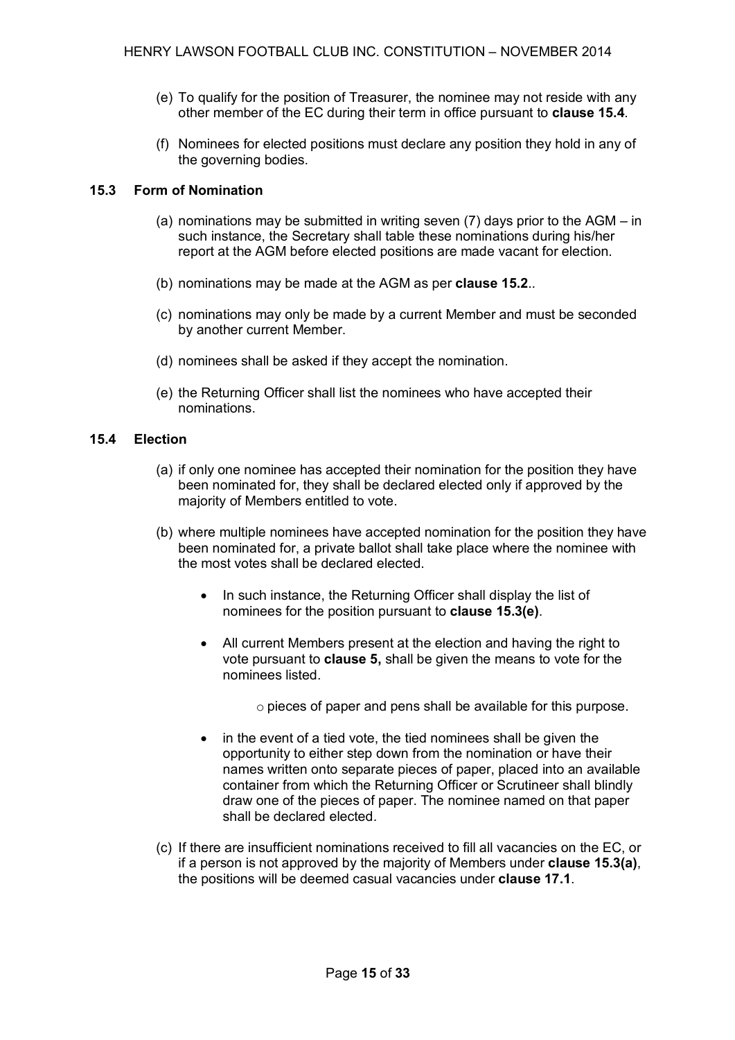(e) To qualify for the position of Treasurer, the nominee may not reside with any other member of the EC during their term in office pursuant to **clause 15.4**.

(f) Nominees for elected positions must declare any position they hold in any of the governing bodies.

### 15.3 Form of Nomination

(a) nominations may be submitted in writing seven (7) days prior to the AGM – in such instance, the Secretary shall table these nominations during his/her report at the AGM before elected positions are made vacant for election.

(b) nominations may be made at the AGM as per **clause 15.2**..

(c) nominations may only be made by a current Member and must be seconded by another current Member.

(d) nominees shall be asked if they accept the nomination.

(e) the Returning Officer shall list the nominees who have accepted their nominations.

### 15.4 Election

(a) if only one nominee has accepted their nomination for the position they have been nominated for, they shall be declared elected only if approved by the majority of Members entitled to vote.

(b) where multiple nominees have accepted nomination for the position they have been nominated for, a private ballot shall take place where the nominee with the most votes shall be declared elected.

- In such instance, the Returning Officer shall display the list of nominees for the position pursuant to **clause 15.3(e)**.
- All current Members present at the election and having the right to vote pursuant to **clause 5,** shall be given the means to vote for the nominees listed.
  - pieces of paper and pens shall be available for this purpose.
- in the event of a tied vote, the tied nominees shall be given the opportunity to either step down from the nomination or have their names written onto separate pieces of paper, placed into an available container from which the Returning Officer or Scrutineer shall blindly draw one of the pieces of paper. The nominee named on that paper shall be declared elected.

(c) If there are insufficient nominations received to fill all vacancies on the EC, or if a person is not approved by the majority of Members under **clause 15.3(a)**, the positions will be deemed casual vacancies under **clause 17.1**.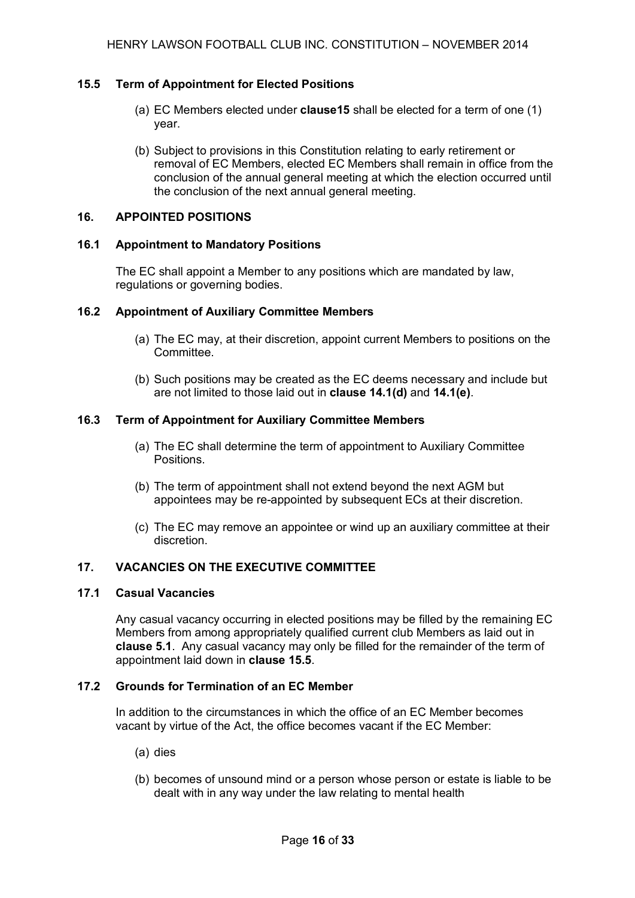### 15.5 Term of Appointment for Elected Positions

(a) EC Members elected under **clause15** shall be elected for a term of one (1) year.

(b) Subject to provisions in this Constitution relating to early retirement or removal of EC Members, elected EC Members shall remain in office from the conclusion of the annual general meeting at which the election occurred until the conclusion of the next annual general meeting.

## 16. APPOINTED POSITIONS

### 16.1 Appointment to Mandatory Positions

The EC shall appoint a Member to any positions which are mandated by law, regulations or governing bodies.

### 16.2 Appointment of Auxiliary Committee Members

(a) The EC may, at their discretion, appoint current Members to positions on the Committee.

(b) Such positions may be created as the EC deems necessary and include but are not limited to those laid out in **clause 14.1(d)** and **14.1(e)**.

### 16.3 Term of Appointment for Auxiliary Committee Members

(a) The EC shall determine the term of appointment to Auxiliary Committee Positions.

(b) The term of appointment shall not extend beyond the next AGM but appointees may be re-appointed by subsequent ECs at their discretion.

(c) The EC may remove an appointee or wind up an auxiliary committee at their discretion.

## 17. VACANCIES ON THE EXECUTIVE COMMITTEE

### 17.1 Casual Vacancies

Any casual vacancy occurring in elected positions may be filled by the remaining EC Members from among appropriately qualified current club Members as laid out in **clause 5.1**. Any casual vacancy may only be filled for the remainder of the term of appointment laid down in **clause 15.5**.

### 17.2 Grounds for Termination of an EC Member

In addition to the circumstances in which the office of an EC Member becomes vacant by virtue of the Act, the office becomes vacant if the EC Member:

(a) dies

(b) becomes of unsound mind or a person whose person or estate is liable to be dealt with in any way under the law relating to mental health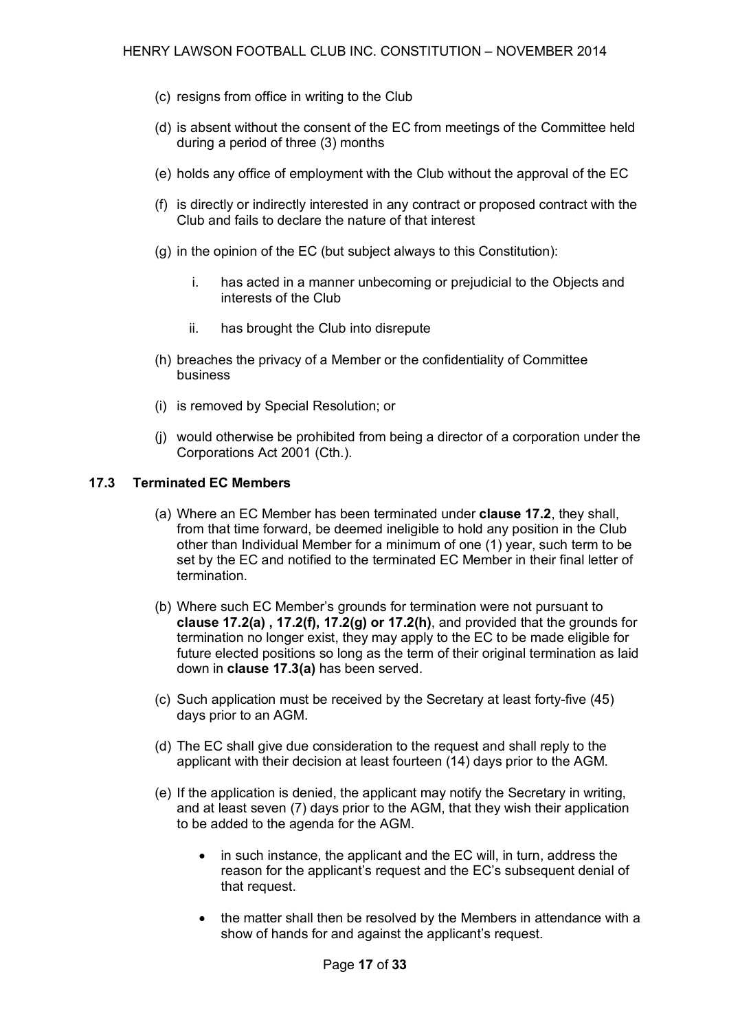(c) resigns from office in writing to the Club

(d) is absent without the consent of the EC from meetings of the Committee held during a period of three (3) months

(e) holds any office of employment with the Club without the approval of the EC

(f) is directly or indirectly interested in any contract or proposed contract with the Club and fails to declare the nature of that interest

(g) in the opinion of the EC (but subject always to this Constitution):

   i. has acted in a manner unbecoming or prejudicial to the Objects and interests of the Club

   ii. has brought the Club into disrepute

(h) breaches the privacy of a Member or the confidentiality of Committee business

(i) is removed by Special Resolution; or

(j) would otherwise be prohibited from being a director of a corporation under the Corporations Act 2001 (Cth.).

### 17.3 Terminated EC Members

(a) Where an EC Member has been terminated under **clause 17.2**, they shall, from that time forward, be deemed ineligible to hold any position in the Club other than Individual Member for a minimum of one (1) year, such term to be set by the EC and notified to the terminated EC Member in their final letter of termination.

(b) Where such EC Member's grounds for termination were not pursuant to **clause 17.2(a) , 17.2(f), 17.2(g) or 17.2(h)**, and provided that the grounds for termination no longer exist, they may apply to the EC to be made eligible for future elected positions so long as the term of their original termination as laid down in **clause 17.3(a)** has been served.

(c) Such application must be received by the Secretary at least forty-five (45) days prior to an AGM.

(d) The EC shall give due consideration to the request and shall reply to the applicant with their decision at least fourteen (14) days prior to the AGM.

(e) If the application is denied, the applicant may notify the Secretary in writing, and at least seven (7) days prior to the AGM, that they wish their application to be added to the agenda for the AGM.

- in such instance, the applicant and the EC will, in turn, address the reason for the applicant's request and the EC's subsequent denial of that request.

- the matter shall then be resolved by the Members in attendance with a show of hands for and against the applicant's request.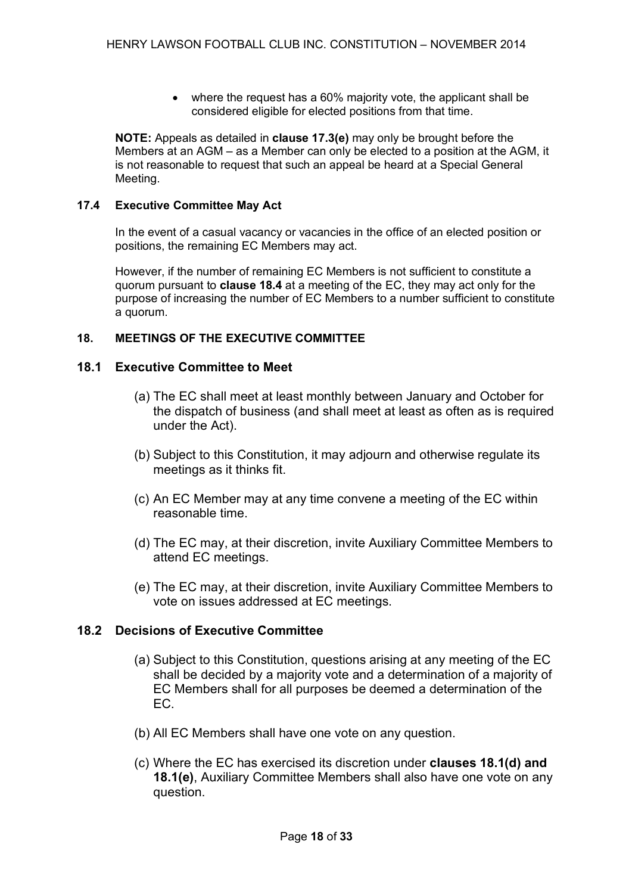- where the request has a 60% majority vote, the applicant shall be considered eligible for elected positions from that time.

**NOTE:** Appeals as detailed in **clause 17.3(e)** may only be brought before the Members at an AGM – as a Member can only be elected to a position at the AGM, it is not reasonable to request that such an appeal be heard at a Special General Meeting.

### 17.4 Executive Committee May Act

In the event of a casual vacancy or vacancies in the office of an elected position or positions, the remaining EC Members may act.

However, if the number of remaining EC Members is not sufficient to constitute a quorum pursuant to **clause 18.4** at a meeting of the EC, they may act only for the purpose of increasing the number of EC Members to a number sufficient to constitute a quorum.

## 18. MEETINGS OF THE EXECUTIVE COMMITTEE

### 18.1 Executive Committee to Meet

(a) The EC shall meet at least monthly between January and October for the dispatch of business (and shall meet at least as often as is required under the Act).

(b) Subject to this Constitution, it may adjourn and otherwise regulate its meetings as it thinks fit.

(c) An EC Member may at any time convene a meeting of the EC within reasonable time.

(d) The EC may, at their discretion, invite Auxiliary Committee Members to attend EC meetings.

(e) The EC may, at their discretion, invite Auxiliary Committee Members to vote on issues addressed at EC meetings.

### 18.2 Decisions of Executive Committee

(a) Subject to this Constitution, questions arising at any meeting of the EC shall be decided by a majority vote and a determination of a majority of EC Members shall for all purposes be deemed a determination of the EC.

(b) All EC Members shall have one vote on any question.

(c) Where the EC has exercised its discretion under **clauses 18.1(d) and 18.1(e)**, Auxiliary Committee Members shall also have one vote on any question.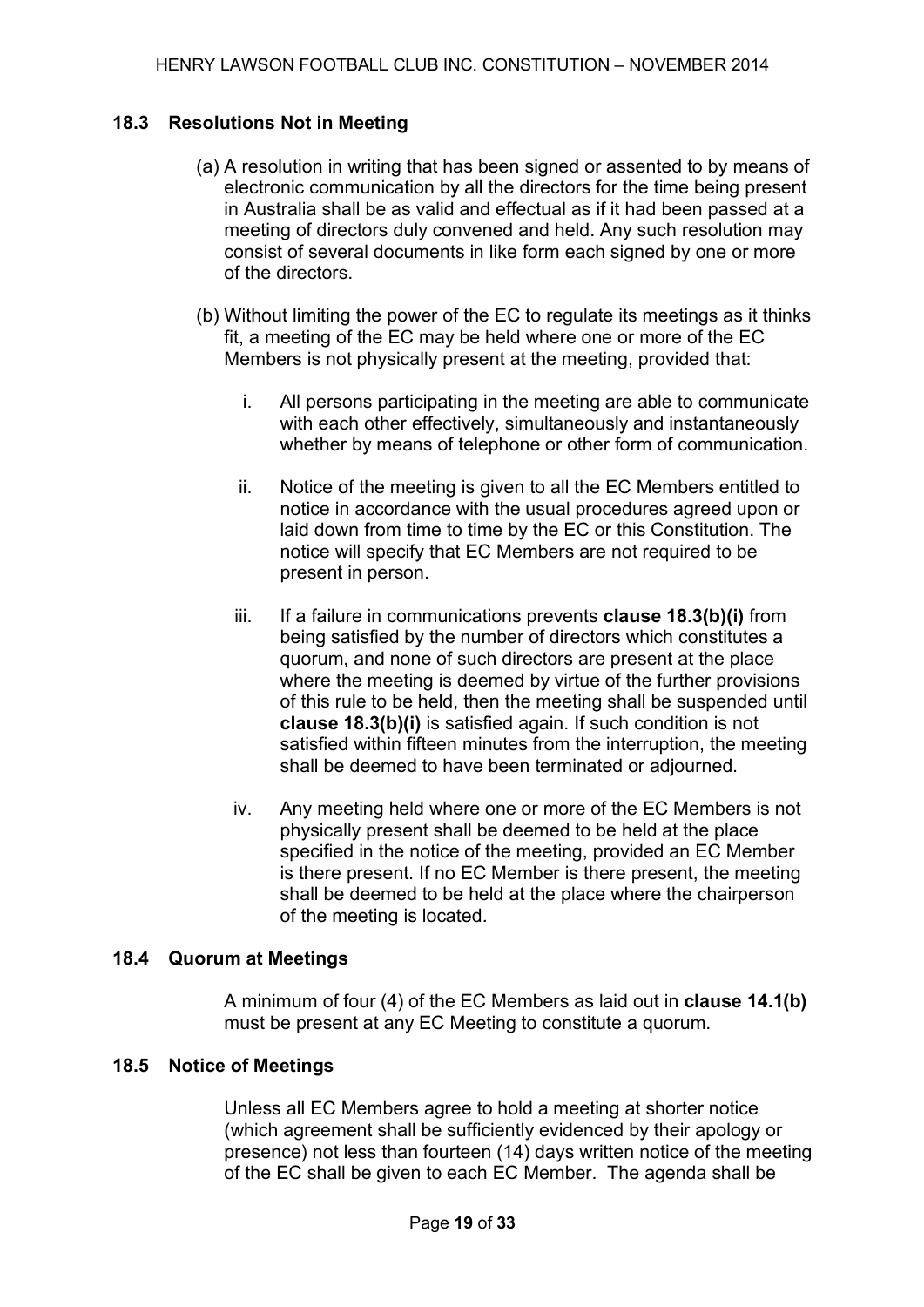### 18.3 Resolutions Not in Meeting

(a) A resolution in writing that has been signed or assented to by means of electronic communication by all the directors for the time being present in Australia shall be as valid and effectual as if it had been passed at a meeting of directors duly convened and held. Any such resolution may consist of several documents in like form each signed by one or more of the directors.

(b) Without limiting the power of the EC to regulate its meetings as it thinks fit, a meeting of the EC may be held where one or more of the EC Members is not physically present at the meeting, provided that:

i. All persons participating in the meeting are able to communicate with each other effectively, simultaneously and instantaneously whether by means of telephone or other form of communication.

ii. Notice of the meeting is given to all the EC Members entitled to notice in accordance with the usual procedures agreed upon or laid down from time to time by the EC or this Constitution. The notice will specify that EC Members are not required to be present in person.

iii. If a failure in communications prevents **clause 18.3(b)(i)** from being satisfied by the number of directors which constitutes a quorum, and none of such directors are present at the place where the meeting is deemed by virtue of the further provisions of this rule to be held, then the meeting shall be suspended until **clause 18.3(b)(i)** is satisfied again. If such condition is not satisfied within fifteen minutes from the interruption, the meeting shall be deemed to have been terminated or adjourned.

iv. Any meeting held where one or more of the EC Members is not physically present shall be deemed to be held at the place specified in the notice of the meeting, provided an EC Member is there present. If no EC Member is there present, the meeting shall be deemed to be held at the place where the chairperson of the meeting is located.

### 18.4 Quorum at Meetings

A minimum of four (4) of the EC Members as laid out in **clause 14.1(b)** must be present at any EC Meeting to constitute a quorum.

### 18.5 Notice of Meetings

Unless all EC Members agree to hold a meeting at shorter notice (which agreement shall be sufficiently evidenced by their apology or presence) not less than fourteen (14) days written notice of the meeting of the EC shall be given to each EC Member. The agenda shall be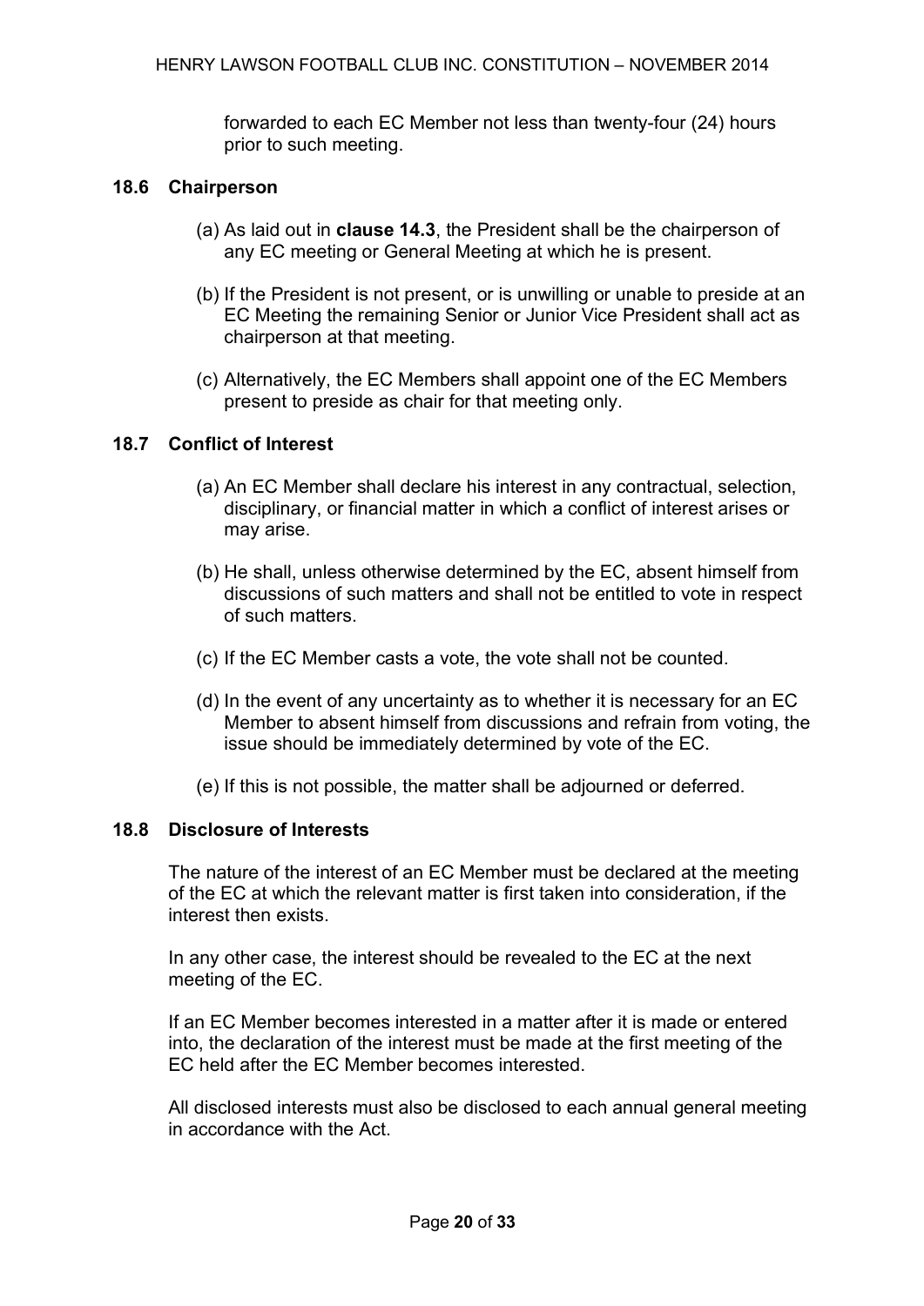forwarded to each EC Member not less than twenty-four (24) hours prior to such meeting.

### 18.6 Chairperson

(a) As laid out in **clause 14.3**, the President shall be the chairperson of any EC meeting or General Meeting at which he is present.

(b) If the President is not present, or is unwilling or unable to preside at an EC Meeting the remaining Senior or Junior Vice President shall act as chairperson at that meeting.

(c) Alternatively, the EC Members shall appoint one of the EC Members present to preside as chair for that meeting only.

### 18.7 Conflict of Interest

(a) An EC Member shall declare his interest in any contractual, selection, disciplinary, or financial matter in which a conflict of interest arises or may arise.

(b) He shall, unless otherwise determined by the EC, absent himself from discussions of such matters and shall not be entitled to vote in respect of such matters.

(c) If the EC Member casts a vote, the vote shall not be counted.

(d) In the event of any uncertainty as to whether it is necessary for an EC Member to absent himself from discussions and refrain from voting, the issue should be immediately determined by vote of the EC.

(e) If this is not possible, the matter shall be adjourned or deferred.

### 18.8 Disclosure of Interests

The nature of the interest of an EC Member must be declared at the meeting of the EC at which the relevant matter is first taken into consideration, if the interest then exists.

In any other case, the interest should be revealed to the EC at the next meeting of the EC.

If an EC Member becomes interested in a matter after it is made or entered into, the declaration of the interest must be made at the first meeting of the EC held after the EC Member becomes interested.

All disclosed interests must also be disclosed to each annual general meeting in accordance with the Act.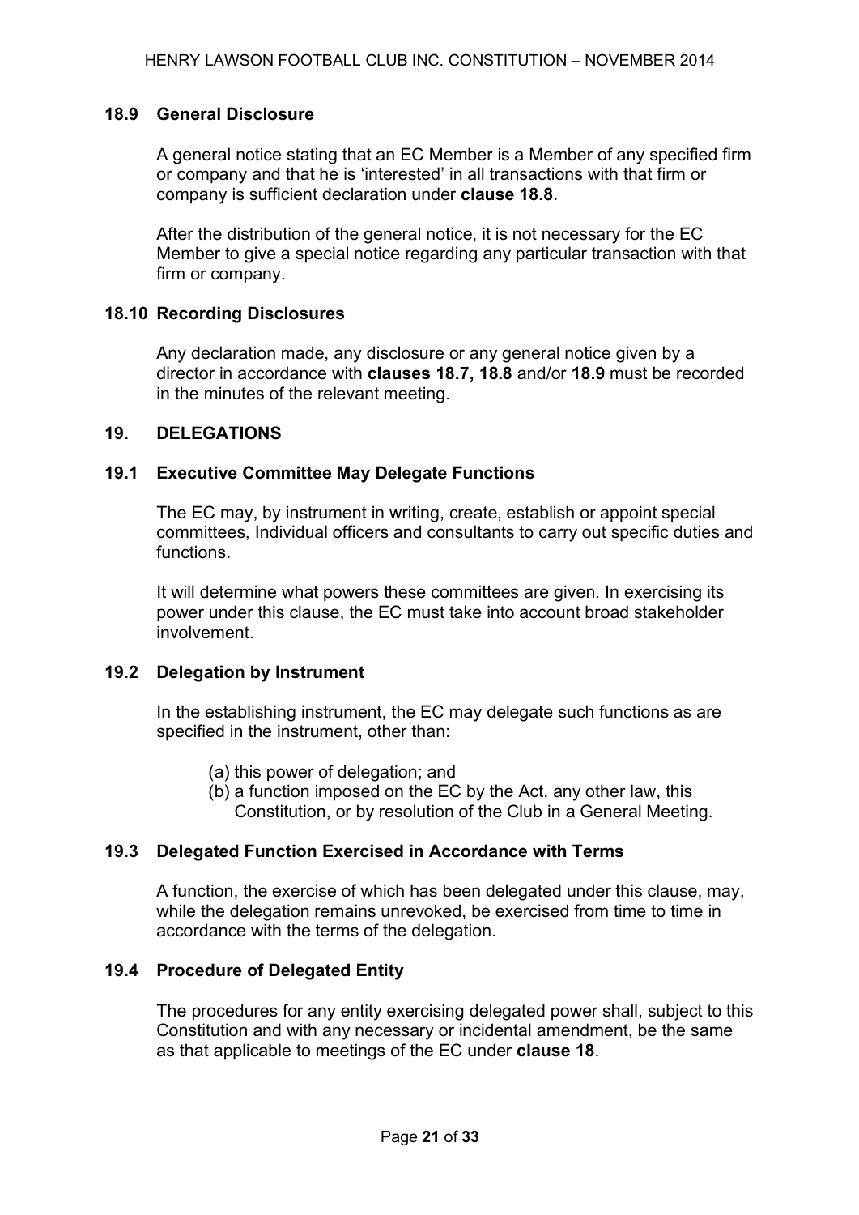### 18.9 General Disclosure

A general notice stating that an EC Member is a Member of any specified firm or company and that he is 'interested' in all transactions with that firm or company is sufficient declaration under **clause 18.8**.

After the distribution of the general notice, it is not necessary for the EC Member to give a special notice regarding any particular transaction with that firm or company.

### 18.10 Recording Disclosures

Any declaration made, any disclosure or any general notice given by a director in accordance with **clauses 18.7, 18.8** and/or **18.9** must be recorded in the minutes of the relevant meeting.

## 19. DELEGATIONS

### 19.1 Executive Committee May Delegate Functions

The EC may, by instrument in writing, create, establish or appoint special committees, Individual officers and consultants to carry out specific duties and functions.

It will determine what powers these committees are given. In exercising its power under this clause, the EC must take into account broad stakeholder involvement.

### 19.2 Delegation by Instrument

In the establishing instrument, the EC may delegate such functions as are specified in the instrument, other than:

(a) this power of delegation; and
(b) a function imposed on the EC by the Act, any other law, this Constitution, or by resolution of the Club in a General Meeting.

### 19.3 Delegated Function Exercised in Accordance with Terms

A function, the exercise of which has been delegated under this clause, may, while the delegation remains unrevoked, be exercised from time to time in accordance with the terms of the delegation.

### 19.4 Procedure of Delegated Entity

The procedures for any entity exercising delegated power shall, subject to this Constitution and with any necessary or incidental amendment, be the same as that applicable to meetings of the EC under **clause 18**.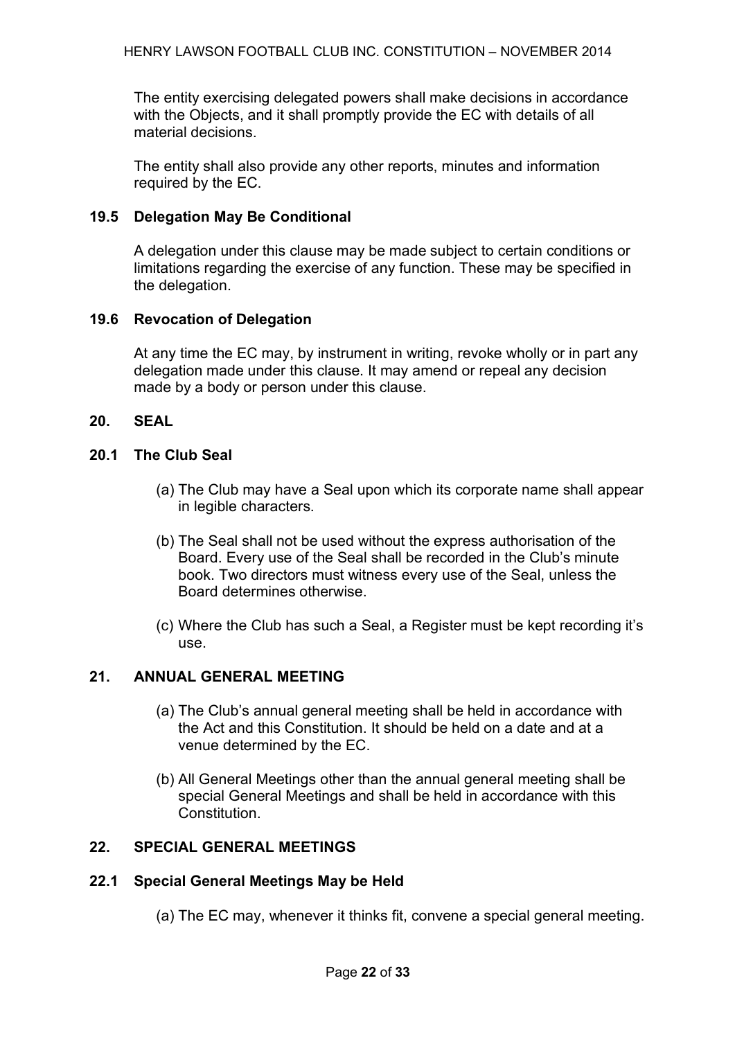The entity exercising delegated powers shall make decisions in accordance with the Objects, and it shall promptly provide the EC with details of all material decisions.

The entity shall also provide any other reports, minutes and information required by the EC.

### 19.5 Delegation May Be Conditional

A delegation under this clause may be made subject to certain conditions or limitations regarding the exercise of any function. These may be specified in the delegation.

### 19.6 Revocation of Delegation

At any time the EC may, by instrument in writing, revoke wholly or in part any delegation made under this clause. It may amend or repeal any decision made by a body or person under this clause.

## 20. SEAL

### 20.1 The Club Seal

(a) The Club may have a Seal upon which its corporate name shall appear in legible characters.

(b) The Seal shall not be used without the express authorisation of the Board. Every use of the Seal shall be recorded in the Club's minute book. Two directors must witness every use of the Seal, unless the Board determines otherwise.

(c) Where the Club has such a Seal, a Register must be kept recording it's use.

## 21. ANNUAL GENERAL MEETING

(a) The Club's annual general meeting shall be held in accordance with the Act and this Constitution. It should be held on a date and at a venue determined by the EC.

(b) All General Meetings other than the annual general meeting shall be special General Meetings and shall be held in accordance with this Constitution.

## 22. SPECIAL GENERAL MEETINGS

### 22.1 Special General Meetings May be Held

(a) The EC may, whenever it thinks fit, convene a special general meeting.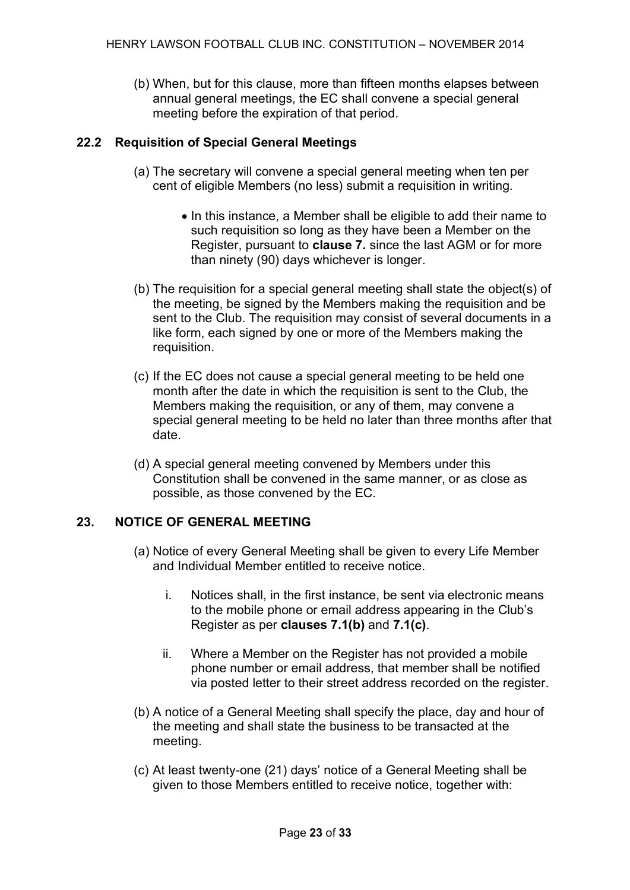(b) When, but for this clause, more than fifteen months elapses between annual general meetings, the EC shall convene a special general meeting before the expiration of that period.

### 22.2 Requisition of Special General Meetings

(a) The secretary will convene a special general meeting when ten per cent of eligible Members (no less) submit a requisition in writing.

- In this instance, a Member shall be eligible to add their name to such requisition so long as they have been a Member on the Register, pursuant to **clause 7.** since the last AGM or for more than ninety (90) days whichever is longer.

(b) The requisition for a special general meeting shall state the object(s) of the meeting, be signed by the Members making the requisition and be sent to the Club. The requisition may consist of several documents in a like form, each signed by one or more of the Members making the requisition.

(c) If the EC does not cause a special general meeting to be held one month after the date in which the requisition is sent to the Club, the Members making the requisition, or any of them, may convene a special general meeting to be held no later than three months after that date.

(d) A special general meeting convened by Members under this Constitution shall be convened in the same manner, or as close as possible, as those convened by the EC.

## 23. NOTICE OF GENERAL MEETING

(a) Notice of every General Meeting shall be given to every Life Member and Individual Member entitled to receive notice.

i. Notices shall, in the first instance, be sent via electronic means to the mobile phone or email address appearing in the Club's Register as per **clauses 7.1(b)** and **7.1(c)**.

ii. Where a Member on the Register has not provided a mobile phone number or email address, that member shall be notified via posted letter to their street address recorded on the register.

(b) A notice of a General Meeting shall specify the place, day and hour of the meeting and shall state the business to be transacted at the meeting.

(c) At least twenty-one (21) days' notice of a General Meeting shall be given to those Members entitled to receive notice, together with: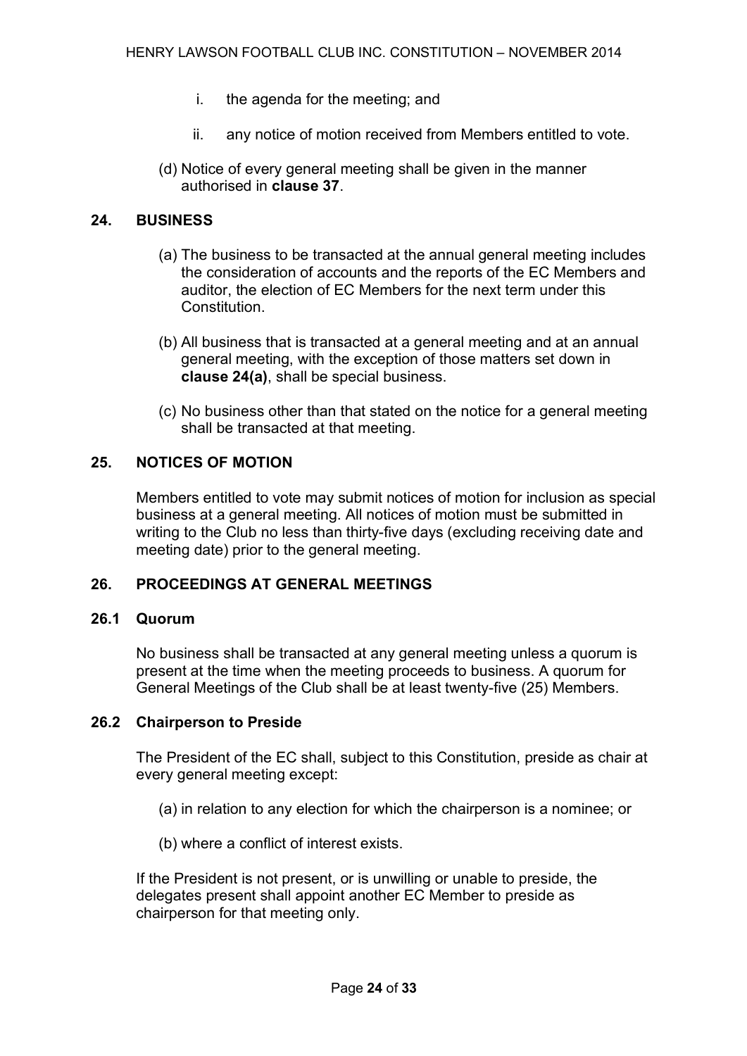i. the agenda for the meeting; and

ii. any notice of motion received from Members entitled to vote.

(d) Notice of every general meeting shall be given in the manner authorised in **clause 37**.

## 24. BUSINESS

(a) The business to be transacted at the annual general meeting includes the consideration of accounts and the reports of the EC Members and auditor, the election of EC Members for the next term under this Constitution.

(b) All business that is transacted at a general meeting and at an annual general meeting, with the exception of those matters set down in **clause 24(a)**, shall be special business.

(c) No business other than that stated on the notice for a general meeting shall be transacted at that meeting.

## 25. NOTICES OF MOTION

Members entitled to vote may submit notices of motion for inclusion as special business at a general meeting. All notices of motion must be submitted in writing to the Club no less than thirty-five days (excluding receiving date and meeting date) prior to the general meeting.

## 26. PROCEEDINGS AT GENERAL MEETINGS

### 26.1 Quorum

No business shall be transacted at any general meeting unless a quorum is present at the time when the meeting proceeds to business. A quorum for General Meetings of the Club shall be at least twenty-five (25) Members.

### 26.2 Chairperson to Preside

The President of the EC shall, subject to this Constitution, preside as chair at every general meeting except:

(a) in relation to any election for which the chairperson is a nominee; or

(b) where a conflict of interest exists.

If the President is not present, or is unwilling or unable to preside, the delegates present shall appoint another EC Member to preside as chairperson for that meeting only.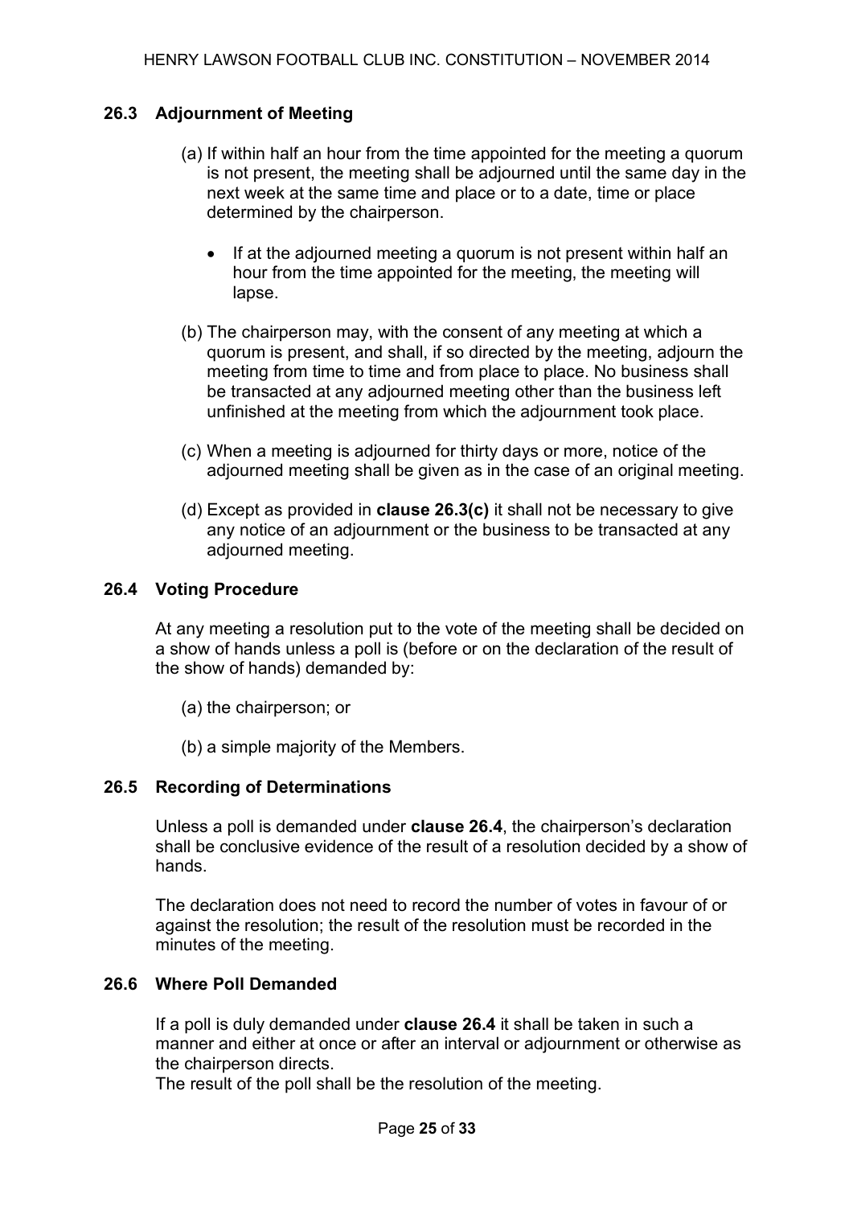### 26.3 Adjournment of Meeting

(a) If within half an hour from the time appointed for the meeting a quorum is not present, the meeting shall be adjourned until the same day in the next week at the same time and place or to a date, time or place determined by the chairperson.

- If at the adjourned meeting a quorum is not present within half an hour from the time appointed for the meeting, the meeting will lapse.

(b) The chairperson may, with the consent of any meeting at which a quorum is present, and shall, if so directed by the meeting, adjourn the meeting from time to time and from place to place. No business shall be transacted at any adjourned meeting other than the business left unfinished at the meeting from which the adjournment took place.

(c) When a meeting is adjourned for thirty days or more, notice of the adjourned meeting shall be given as in the case of an original meeting.

(d) Except as provided in **clause 26.3(c)** it shall not be necessary to give any notice of an adjournment or the business to be transacted at any adjourned meeting.

### 26.4 Voting Procedure

At any meeting a resolution put to the vote of the meeting shall be decided on a show of hands unless a poll is (before or on the declaration of the result of the show of hands) demanded by:

(a) the chairperson; or

(b) a simple majority of the Members.

### 26.5 Recording of Determinations

Unless a poll is demanded under **clause 26.4**, the chairperson's declaration shall be conclusive evidence of the result of a resolution decided by a show of hands.

The declaration does not need to record the number of votes in favour of or against the resolution; the result of the resolution must be recorded in the minutes of the meeting.

### 26.6 Where Poll Demanded

If a poll is duly demanded under **clause 26.4** it shall be taken in such a manner and either at once or after an interval or adjournment or otherwise as the chairperson directs.
The result of the poll shall be the resolution of the meeting.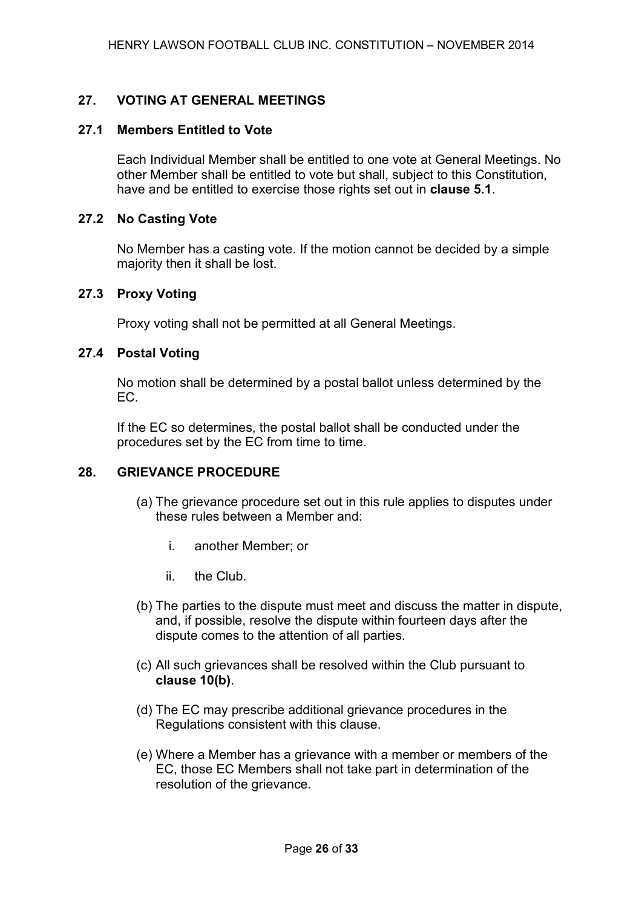## 27. VOTING AT GENERAL MEETINGS

### 27.1 Members Entitled to Vote

Each Individual Member shall be entitled to one vote at General Meetings. No other Member shall be entitled to vote but shall, subject to this Constitution, have and be entitled to exercise those rights set out in **clause 5.1**.

### 27.2 No Casting Vote

No Member has a casting vote. If the motion cannot be decided by a simple majority then it shall be lost.

### 27.3 Proxy Voting

Proxy voting shall not be permitted at all General Meetings.

### 27.4 Postal Voting

No motion shall be determined by a postal ballot unless determined by the EC.

If the EC so determines, the postal ballot shall be conducted under the procedures set by the EC from time to time.

## 28. GRIEVANCE PROCEDURE

(a) The grievance procedure set out in this rule applies to disputes under these rules between a Member and:

   i. another Member; or

   ii. the Club.

(b) The parties to the dispute must meet and discuss the matter in dispute, and, if possible, resolve the dispute within fourteen days after the dispute comes to the attention of all parties.

(c) All such grievances shall be resolved within the Club pursuant to **clause 10(b)**.

(d) The EC may prescribe additional grievance procedures in the Regulations consistent with this clause.

(e) Where a Member has a grievance with a member or members of the EC, those EC Members shall not take part in determination of the resolution of the grievance.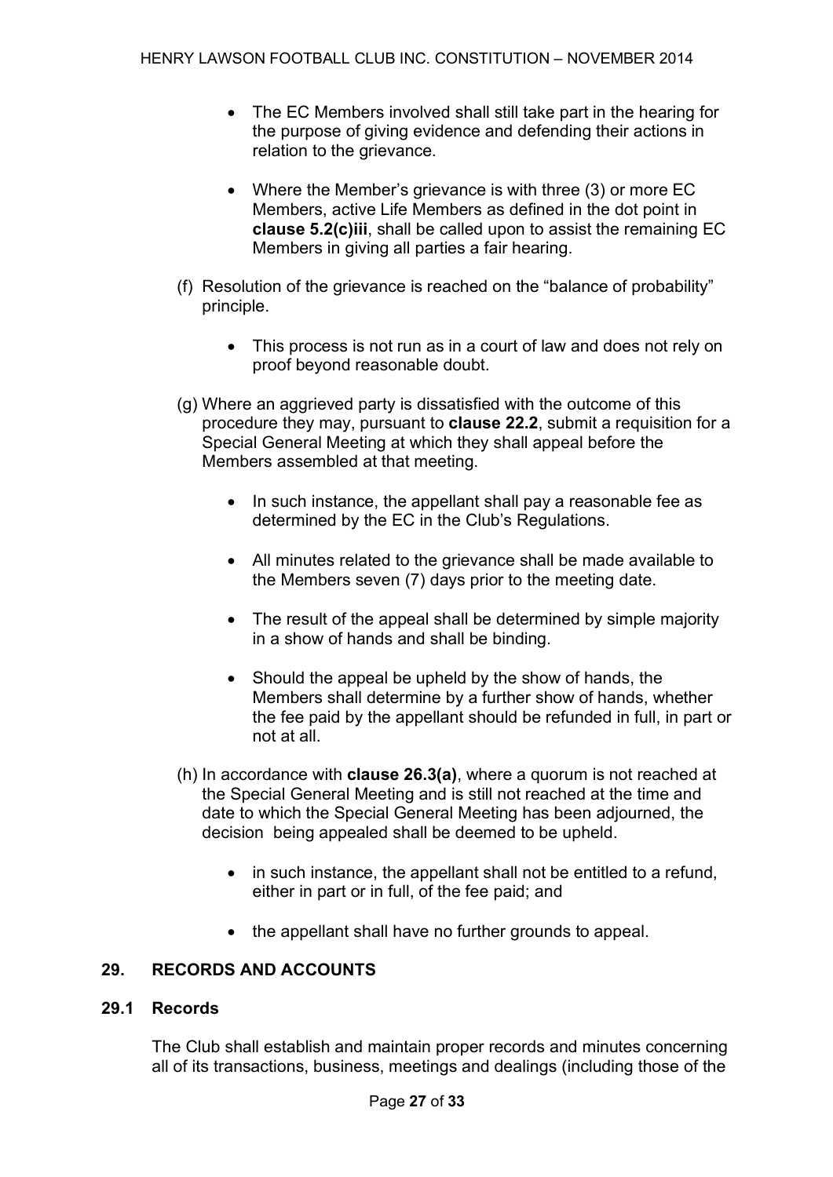- The EC Members involved shall still take part in the hearing for the purpose of giving evidence and defending their actions in relation to the grievance.

- Where the Member's grievance is with three (3) or more EC Members, active Life Members as defined in the dot point in **clause 5.2(c)iii**, shall be called upon to assist the remaining EC Members in giving all parties a fair hearing.

(f) Resolution of the grievance is reached on the "balance of probability" principle.

- This process is not run as in a court of law and does not rely on proof beyond reasonable doubt.

(g) Where an aggrieved party is dissatisfied with the outcome of this procedure they may, pursuant to **clause 22.2**, submit a requisition for a Special General Meeting at which they shall appeal before the Members assembled at that meeting.

- In such instance, the appellant shall pay a reasonable fee as determined by the EC in the Club's Regulations.

- All minutes related to the grievance shall be made available to the Members seven (7) days prior to the meeting date.

- The result of the appeal shall be determined by simple majority in a show of hands and shall be binding.

- Should the appeal be upheld by the show of hands, the Members shall determine by a further show of hands, whether the fee paid by the appellant should be refunded in full, in part or not at all.

(h) In accordance with **clause 26.3(a)**, where a quorum is not reached at the Special General Meeting and is still not reached at the time and date to which the Special General Meeting has been adjourned, the decision being appealed shall be deemed to be upheld.

- in such instance, the appellant shall not be entitled to a refund, either in part or in full, of the fee paid; and

- the appellant shall have no further grounds to appeal.

## 29. RECORDS AND ACCOUNTS

### 29.1 Records

The Club shall establish and maintain proper records and minutes concerning all of its transactions, business, meetings and dealings (including those of the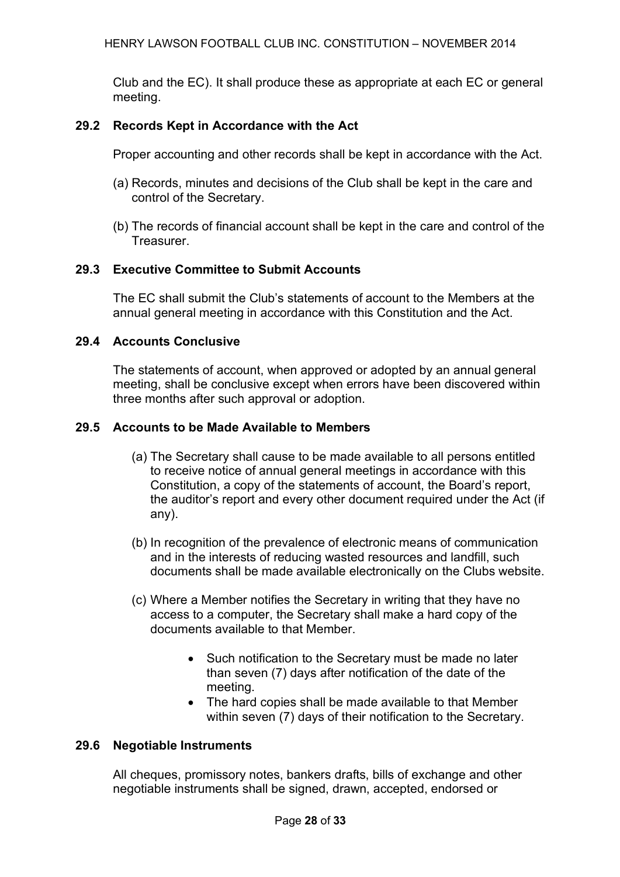Club and the EC). It shall produce these as appropriate at each EC or general meeting.

### 29.2 Records Kept in Accordance with the Act

Proper accounting and other records shall be kept in accordance with the Act.

(a) Records, minutes and decisions of the Club shall be kept in the care and control of the Secretary.

(b) The records of financial account shall be kept in the care and control of the Treasurer.

### 29.3 Executive Committee to Submit Accounts

The EC shall submit the Club's statements of account to the Members at the annual general meeting in accordance with this Constitution and the Act.

### 29.4 Accounts Conclusive

The statements of account, when approved or adopted by an annual general meeting, shall be conclusive except when errors have been discovered within three months after such approval or adoption.

### 29.5 Accounts to be Made Available to Members

(a) The Secretary shall cause to be made available to all persons entitled to receive notice of annual general meetings in accordance with this Constitution, a copy of the statements of account, the Board's report, the auditor's report and every other document required under the Act (if any).

(b) In recognition of the prevalence of electronic means of communication and in the interests of reducing wasted resources and landfill, such documents shall be made available electronically on the Clubs website.

(c) Where a Member notifies the Secretary in writing that they have no access to a computer, the Secretary shall make a hard copy of the documents available to that Member.

- Such notification to the Secretary must be made no later than seven (7) days after notification of the date of the meeting.
- The hard copies shall be made available to that Member within seven (7) days of their notification to the Secretary.

### 29.6 Negotiable Instruments

All cheques, promissory notes, bankers drafts, bills of exchange and other negotiable instruments shall be signed, drawn, accepted, endorsed or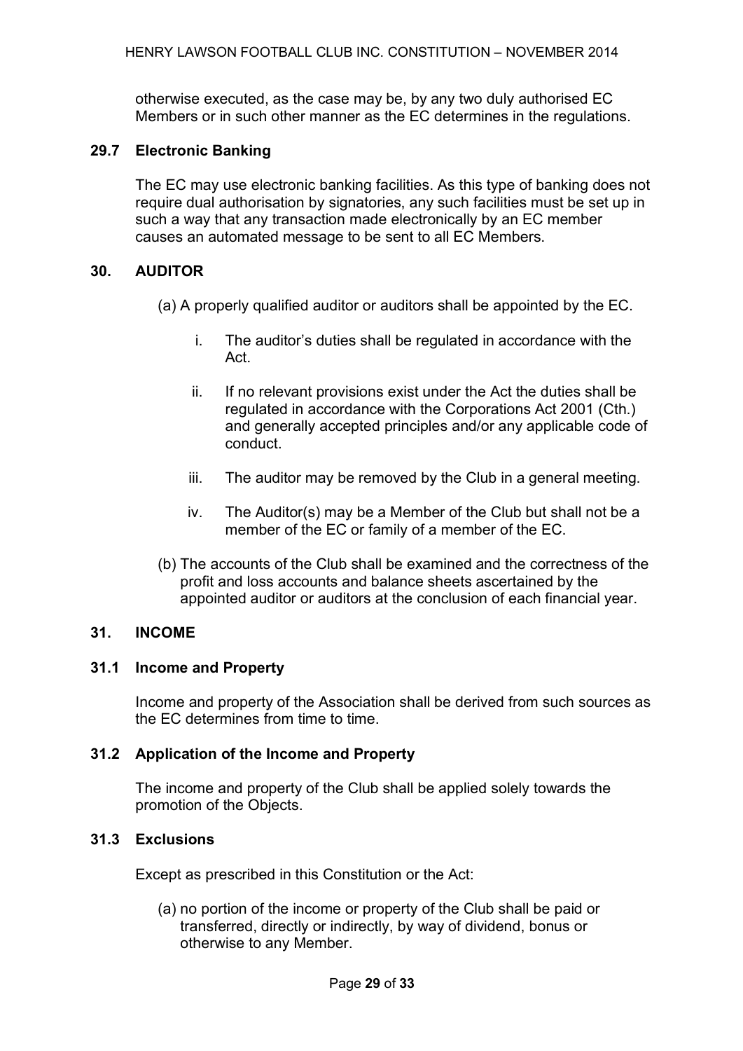otherwise executed, as the case may be, by any two duly authorised EC Members or in such other manner as the EC determines in the regulations.

### 29.7 Electronic Banking

The EC may use electronic banking facilities. As this type of banking does not require dual authorisation by signatories, any such facilities must be set up in such a way that any transaction made electronically by an EC member causes an automated message to be sent to all EC Members.

## 30. AUDITOR

(a) A properly qualified auditor or auditors shall be appointed by the EC.

i. The auditor's duties shall be regulated in accordance with the Act.

ii. If no relevant provisions exist under the Act the duties shall be regulated in accordance with the Corporations Act 2001 (Cth.) and generally accepted principles and/or any applicable code of conduct.

iii. The auditor may be removed by the Club in a general meeting.

iv. The Auditor(s) may be a Member of the Club but shall not be a member of the EC or family of a member of the EC.

(b) The accounts of the Club shall be examined and the correctness of the profit and loss accounts and balance sheets ascertained by the appointed auditor or auditors at the conclusion of each financial year.

## 31. INCOME

### 31.1 Income and Property

Income and property of the Association shall be derived from such sources as the EC determines from time to time.

### 31.2 Application of the Income and Property

The income and property of the Club shall be applied solely towards the promotion of the Objects.

### 31.3 Exclusions

Except as prescribed in this Constitution or the Act:

(a) no portion of the income or property of the Club shall be paid or transferred, directly or indirectly, by way of dividend, bonus or otherwise to any Member.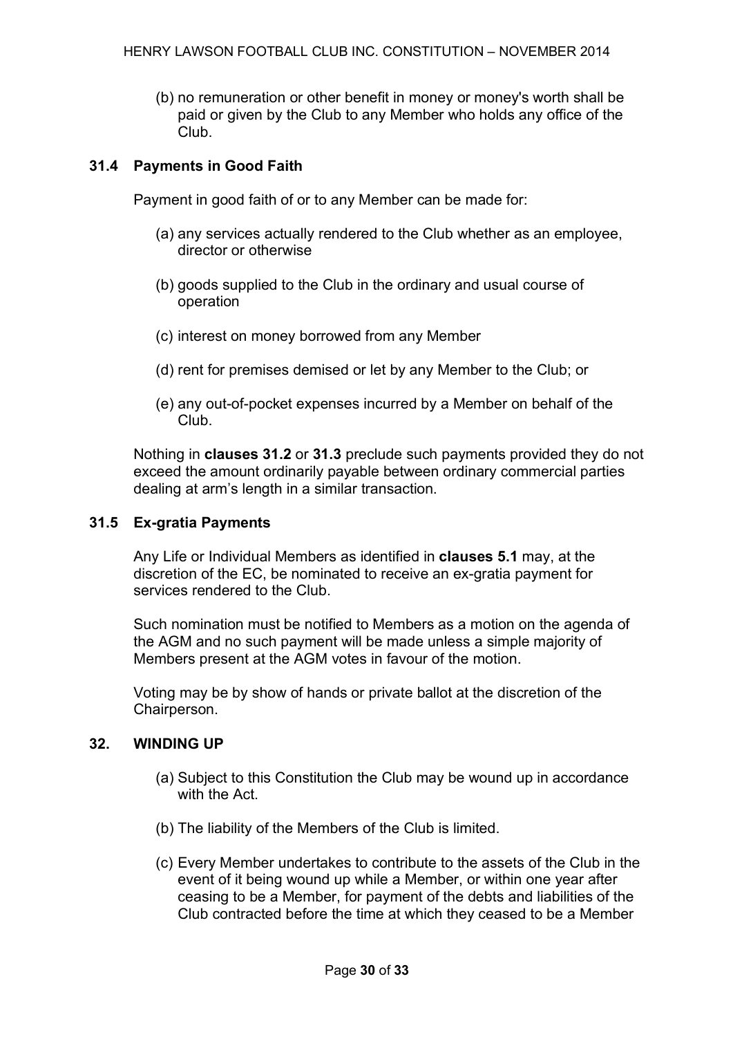(b) no remuneration or other benefit in money or money's worth shall be paid or given by the Club to any Member who holds any office of the Club.

### 31.4 Payments in Good Faith

Payment in good faith of or to any Member can be made for:

(a) any services actually rendered to the Club whether as an employee, director or otherwise

(b) goods supplied to the Club in the ordinary and usual course of operation

(c) interest on money borrowed from any Member

(d) rent for premises demised or let by any Member to the Club; or

(e) any out-of-pocket expenses incurred by a Member on behalf of the Club.

Nothing in **clauses 31.2** or **31.3** preclude such payments provided they do not exceed the amount ordinarily payable between ordinary commercial parties dealing at arm's length in a similar transaction.

### 31.5 Ex-gratia Payments

Any Life or Individual Members as identified in **clauses 5.1** may, at the discretion of the EC, be nominated to receive an ex-gratia payment for services rendered to the Club.

Such nomination must be notified to Members as a motion on the agenda of the AGM and no such payment will be made unless a simple majority of Members present at the AGM votes in favour of the motion.

Voting may be by show of hands or private ballot at the discretion of the Chairperson.

## 32. WINDING UP

(a) Subject to this Constitution the Club may be wound up in accordance with the Act.

(b) The liability of the Members of the Club is limited.

(c) Every Member undertakes to contribute to the assets of the Club in the event of it being wound up while a Member, or within one year after ceasing to be a Member, for payment of the debts and liabilities of the Club contracted before the time at which they ceased to be a Member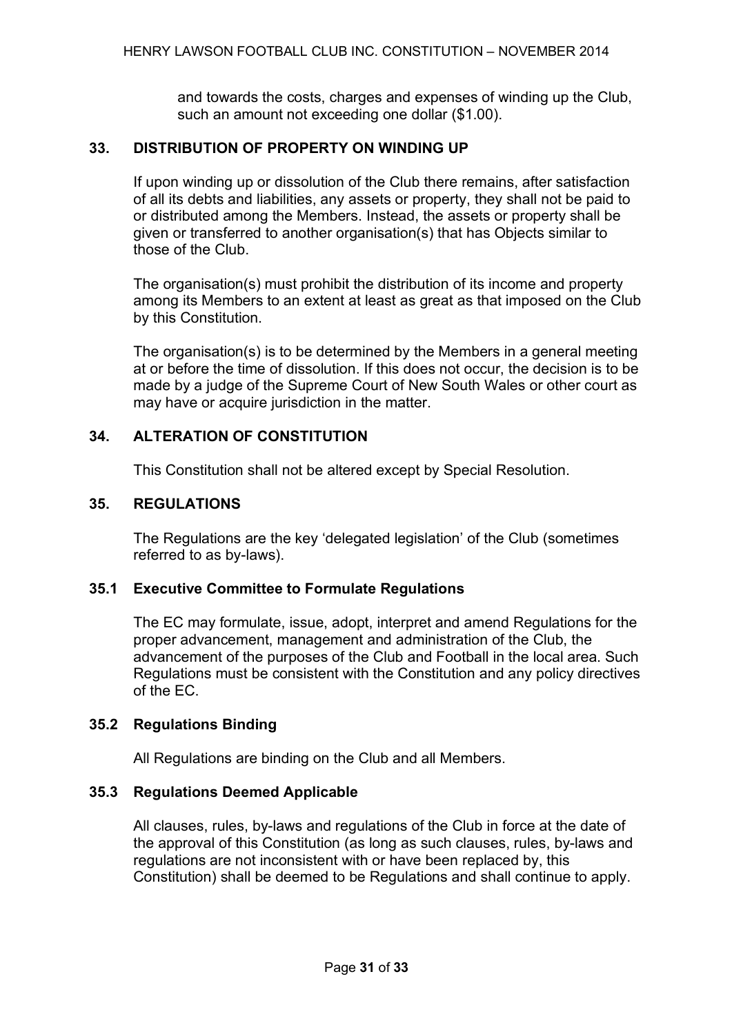and towards the costs, charges and expenses of winding up the Club, such an amount not exceeding one dollar ($1.00).

## 33. DISTRIBUTION OF PROPERTY ON WINDING UP

If upon winding up or dissolution of the Club there remains, after satisfaction of all its debts and liabilities, any assets or property, they shall not be paid to or distributed among the Members. Instead, the assets or property shall be given or transferred to another organisation(s) that has Objects similar to those of the Club.

The organisation(s) must prohibit the distribution of its income and property among its Members to an extent at least as great as that imposed on the Club by this Constitution.

The organisation(s) is to be determined by the Members in a general meeting at or before the time of dissolution. If this does not occur, the decision is to be made by a judge of the Supreme Court of New South Wales or other court as may have or acquire jurisdiction in the matter.

## 34. ALTERATION OF CONSTITUTION

This Constitution shall not be altered except by Special Resolution.

## 35. REGULATIONS

The Regulations are the key 'delegated legislation' of the Club (sometimes referred to as by-laws).

### 35.1 Executive Committee to Formulate Regulations

The EC may formulate, issue, adopt, interpret and amend Regulations for the proper advancement, management and administration of the Club, the advancement of the purposes of the Club and Football in the local area. Such Regulations must be consistent with the Constitution and any policy directives of the EC.

### 35.2 Regulations Binding

All Regulations are binding on the Club and all Members.

### 35.3 Regulations Deemed Applicable

All clauses, rules, by-laws and regulations of the Club in force at the date of the approval of this Constitution (as long as such clauses, rules, by-laws and regulations are not inconsistent with or have been replaced by, this Constitution) shall be deemed to be Regulations and shall continue to apply.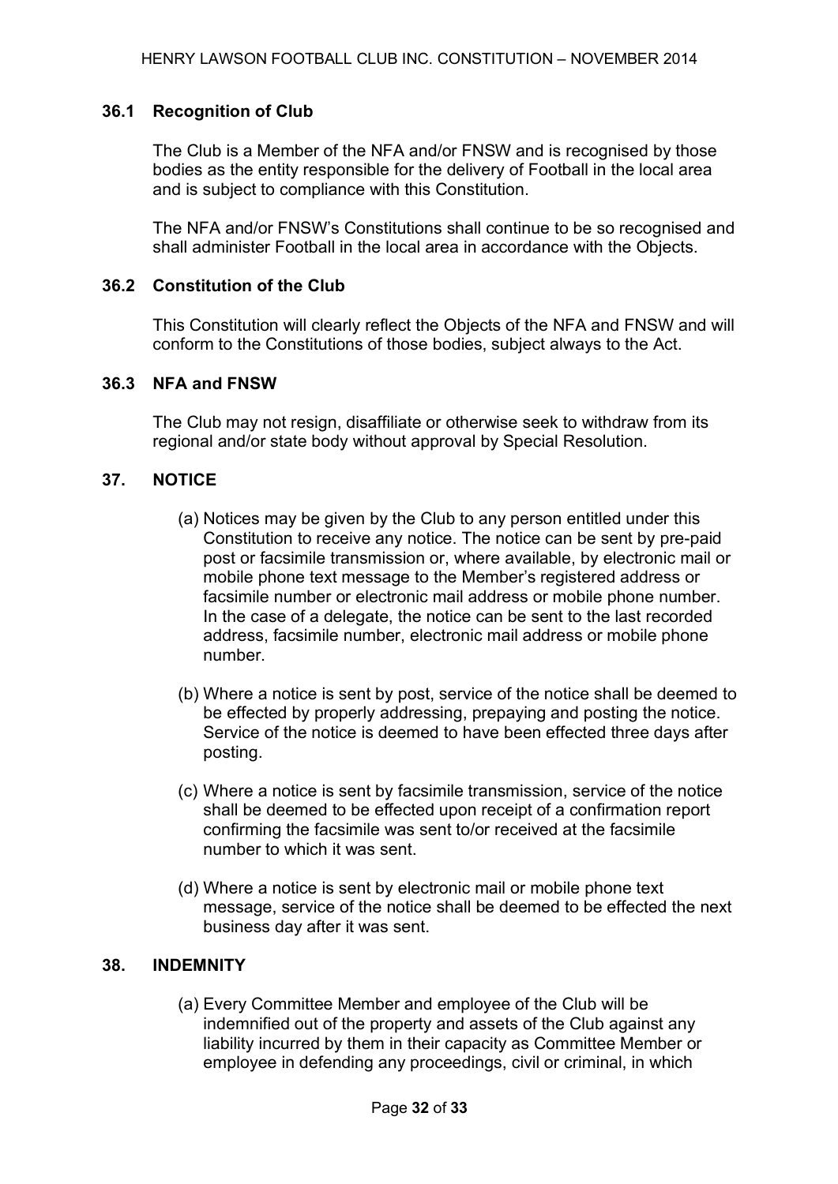### 36.1 Recognition of Club

The Club is a Member of the NFA and/or FNSW and is recognised by those bodies as the entity responsible for the delivery of Football in the local area and is subject to compliance with this Constitution.

The NFA and/or FNSW's Constitutions shall continue to be so recognised and shall administer Football in the local area in accordance with the Objects.

### 36.2 Constitution of the Club

This Constitution will clearly reflect the Objects of the NFA and FNSW and will conform to the Constitutions of those bodies, subject always to the Act.

### 36.3 NFA and FNSW

The Club may not resign, disaffiliate or otherwise seek to withdraw from its regional and/or state body without approval by Special Resolution.

## 37. NOTICE

(a) Notices may be given by the Club to any person entitled under this Constitution to receive any notice. The notice can be sent by pre-paid post or facsimile transmission or, where available, by electronic mail or mobile phone text message to the Member's registered address or facsimile number or electronic mail address or mobile phone number. In the case of a delegate, the notice can be sent to the last recorded address, facsimile number, electronic mail address or mobile phone number.

(b) Where a notice is sent by post, service of the notice shall be deemed to be effected by properly addressing, prepaying and posting the notice. Service of the notice is deemed to have been effected three days after posting.

(c) Where a notice is sent by facsimile transmission, service of the notice shall be deemed to be effected upon receipt of a confirmation report confirming the facsimile was sent to/or received at the facsimile number to which it was sent.

(d) Where a notice is sent by electronic mail or mobile phone text message, service of the notice shall be deemed to be effected the next business day after it was sent.

## 38. INDEMNITY

(a) Every Committee Member and employee of the Club will be indemnified out of the property and assets of the Club against any liability incurred by them in their capacity as Committee Member or employee in defending any proceedings, civil or criminal, in which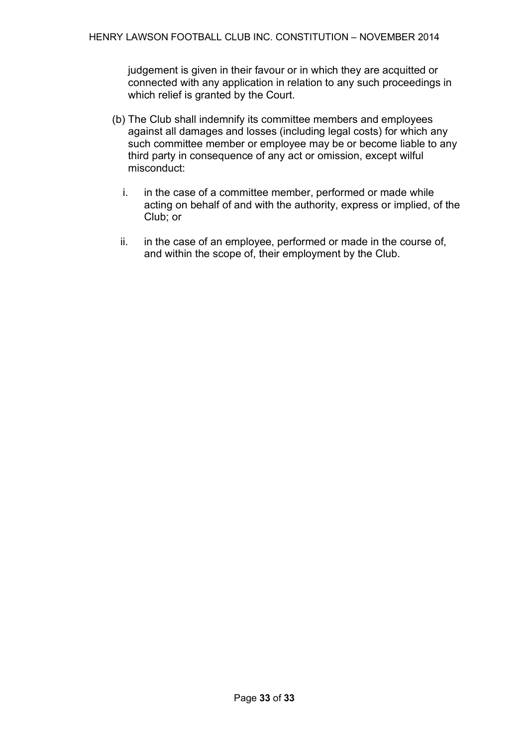judgement is given in their favour or in which they are acquitted or connected with any application in relation to any such proceedings in which relief is granted by the Court.

(b) The Club shall indemnify its committee members and employees against all damages and losses (including legal costs) for which any such committee member or employee may be or become liable to any third party in consequence of any act or omission, except wilful misconduct:

   i. in the case of a committee member, performed or made while acting on behalf of and with the authority, express or implied, of the Club; or

   ii. in the case of an employee, performed or made in the course of, and within the scope of, their employment by the Club.